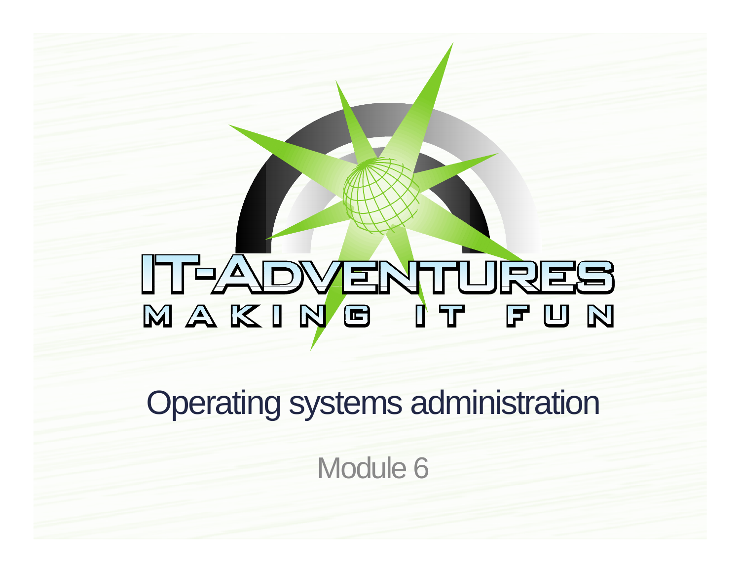IT-ADVENTURES

MAKING IT FUN

# Operating systems administration

Module 6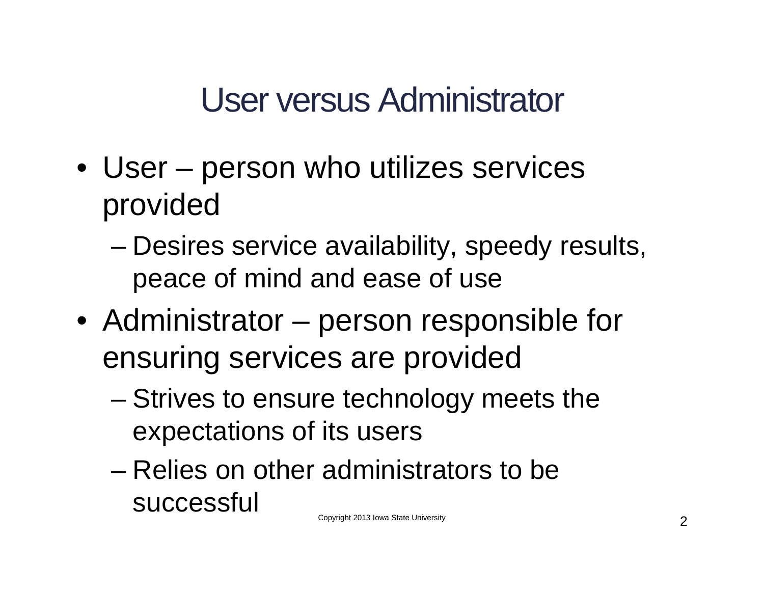# User versus Administrator

- User – person who utilizes services provided
  - Desires service availability, speedy results, peace of mind and ease of use
- Administrator – person responsible for ensuring services are provided
  - Strives to ensure technology meets the expectations of its users
  - Relies on other administrators to be successful

Copyright 2013 Iowa State University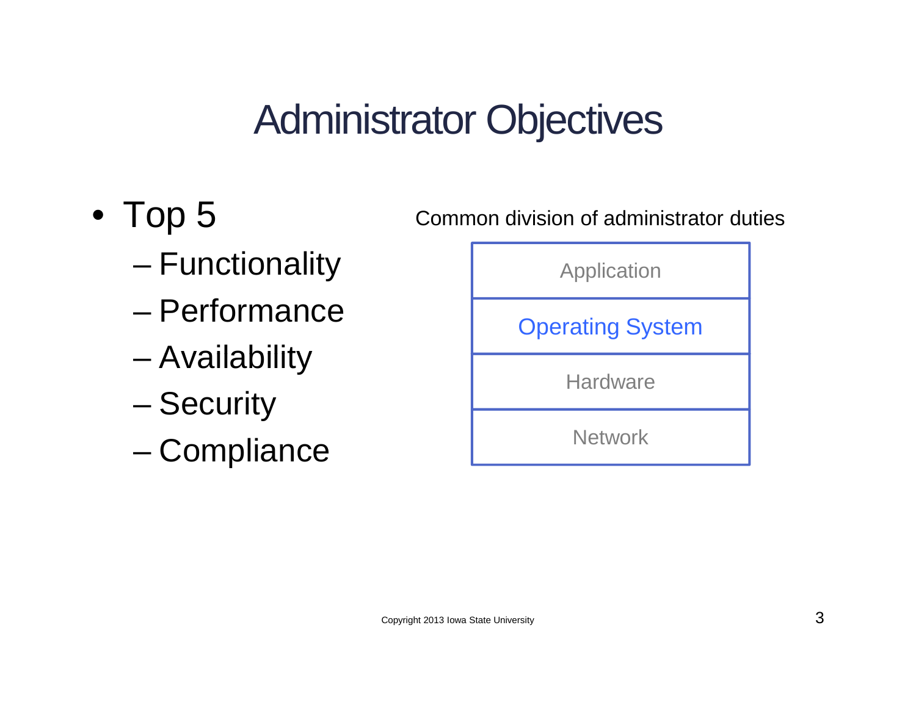# Administrator Objectives

- Top 5
  - Functionality
  - Performance
  - Availability
  - Security
  - Compliance

Common division of administrator duties

| Application |
|---|
| Operating System |
| Hardware |
| Network |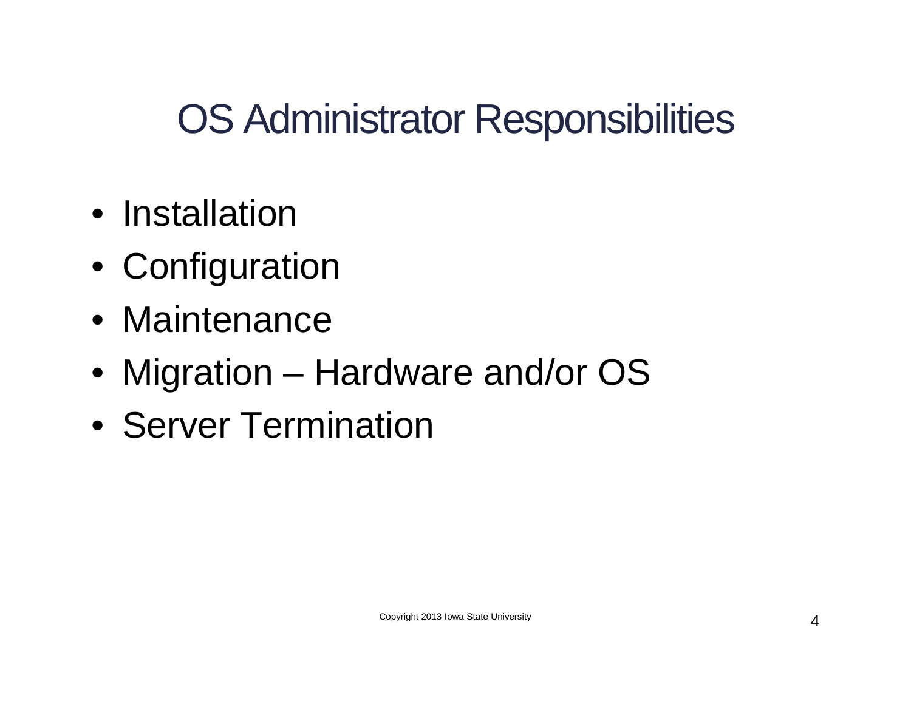# OS Administrator Responsibilities

- Installation
- Configuration
- Maintenance
- Migration – Hardware and/or OS
- Server Termination

Copyright 2013 Iowa State University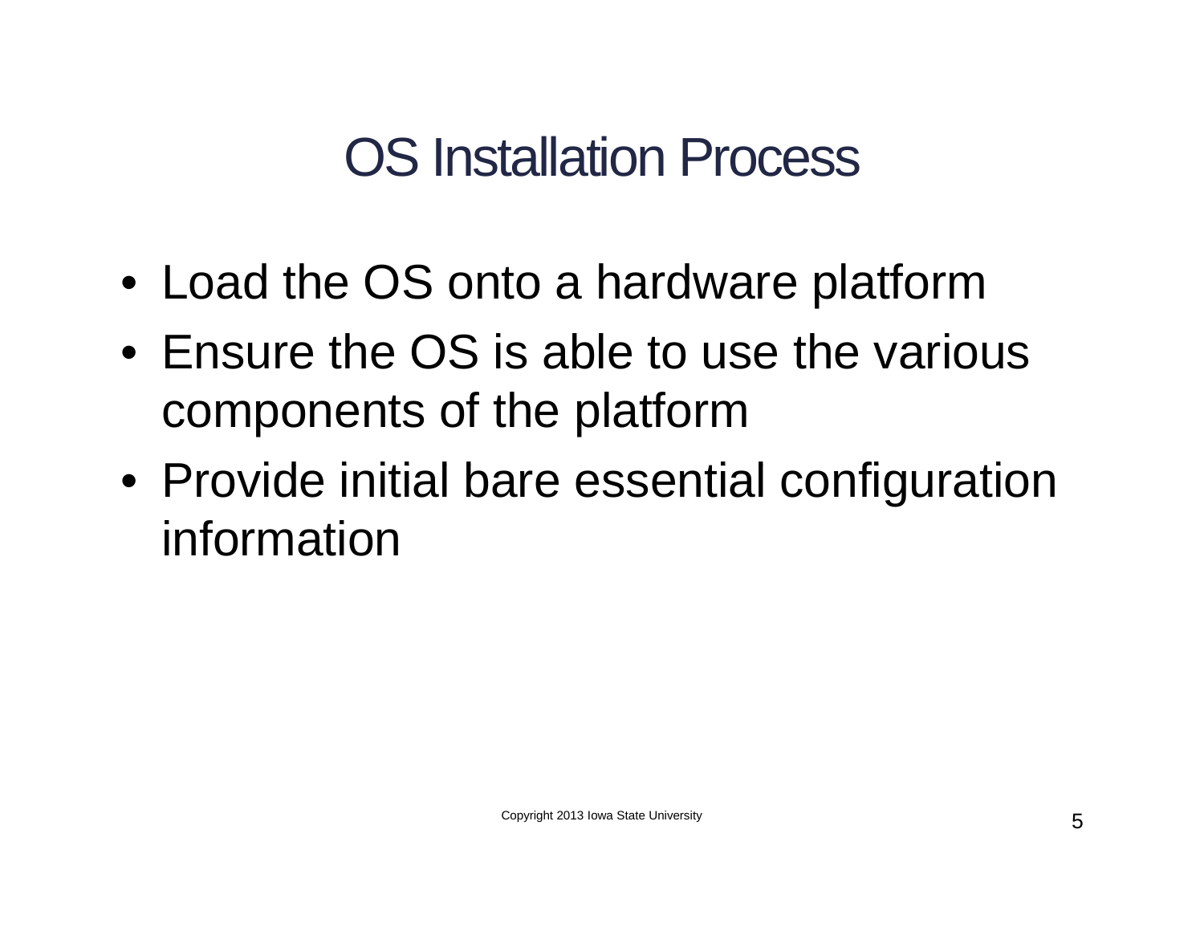# OS Installation Process

- Load the OS onto a hardware platform
- Ensure the OS is able to use the various components of the platform
- Provide initial bare essential configuration information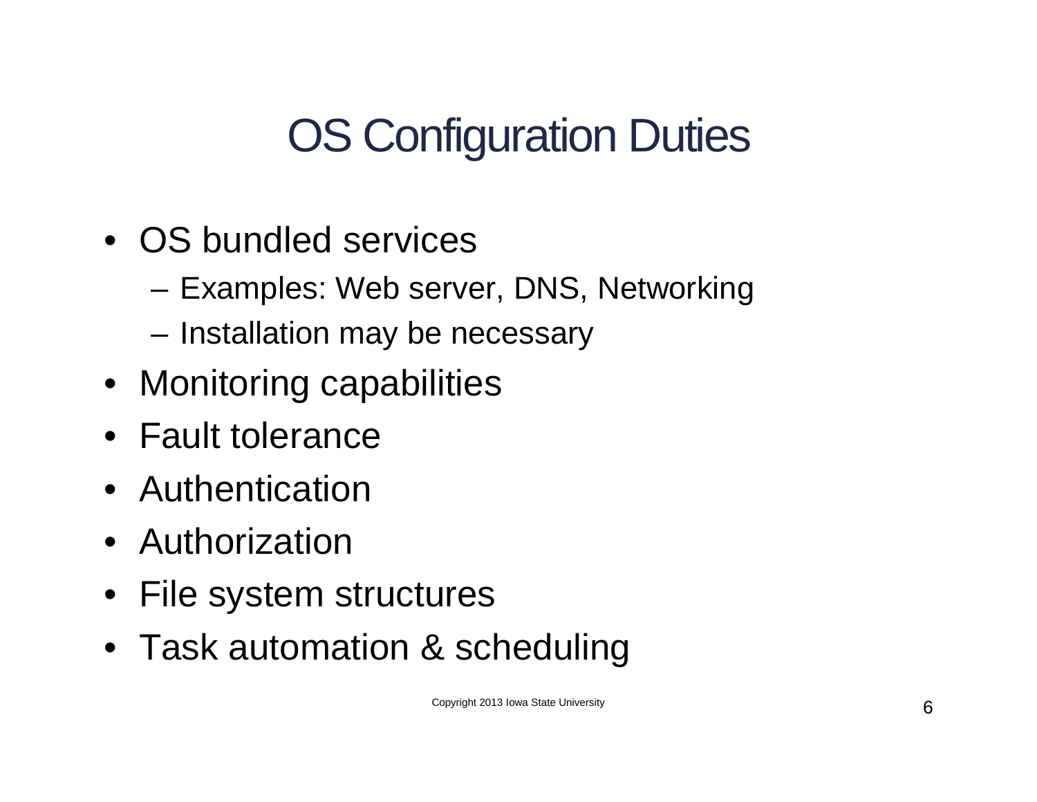# OS Configuration Duties

- OS bundled services
  - Examples: Web server, DNS, Networking
  - Installation may be necessary
- Monitoring capabilities
- Fault tolerance
- Authentication
- Authorization
- File system structures
- Task automation & scheduling

Copyright 2013 Iowa State University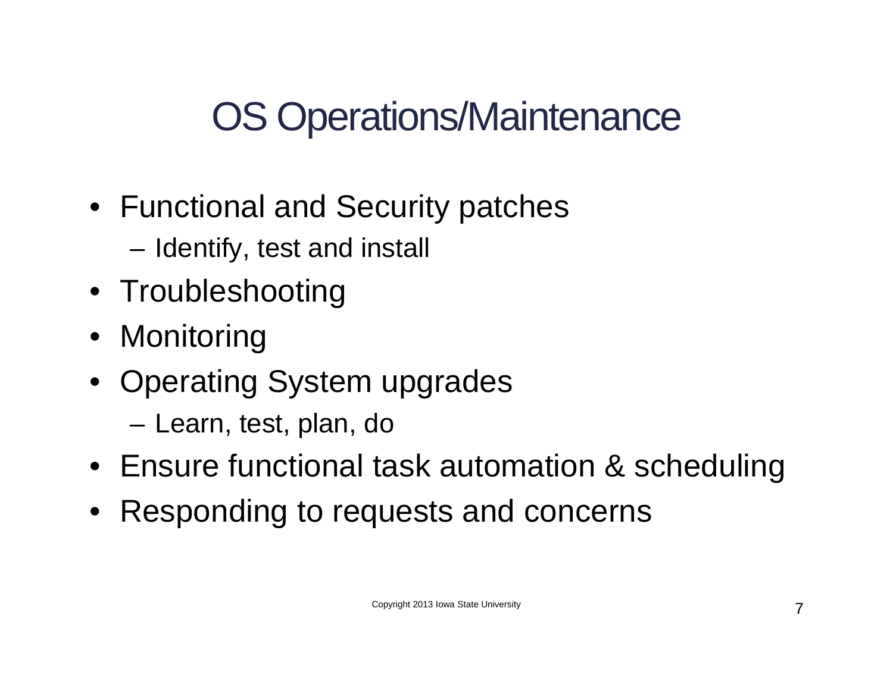# OS Operations/Maintenance

- Functional and Security patches
  - Identify, test and install
- Troubleshooting
- Monitoring
- Operating System upgrades
  - Learn, test, plan, do
- Ensure functional task automation & scheduling
- Responding to requests and concerns

Copyright 2013 Iowa State University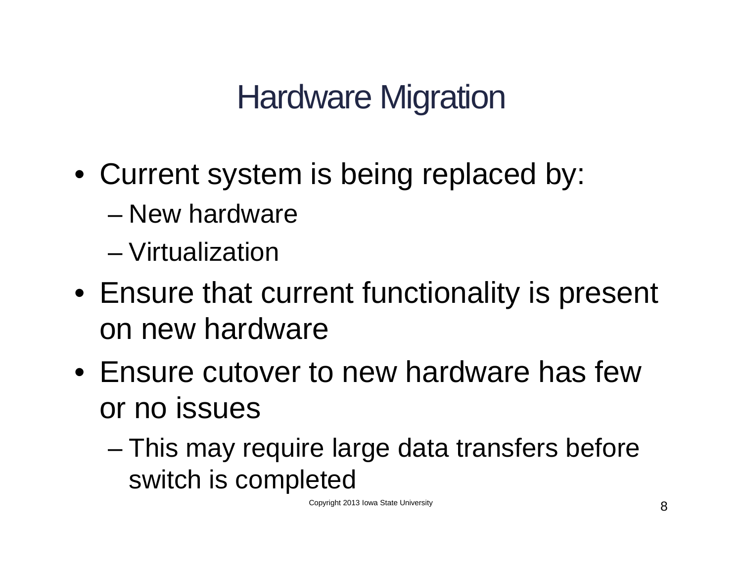# Hardware Migration

- Current system is being replaced by:
  - New hardware
  - Virtualization
- Ensure that current functionality is present on new hardware
- Ensure cutover to new hardware has few or no issues
  - This may require large data transfers before switch is completed

Copyright 2013 Iowa State University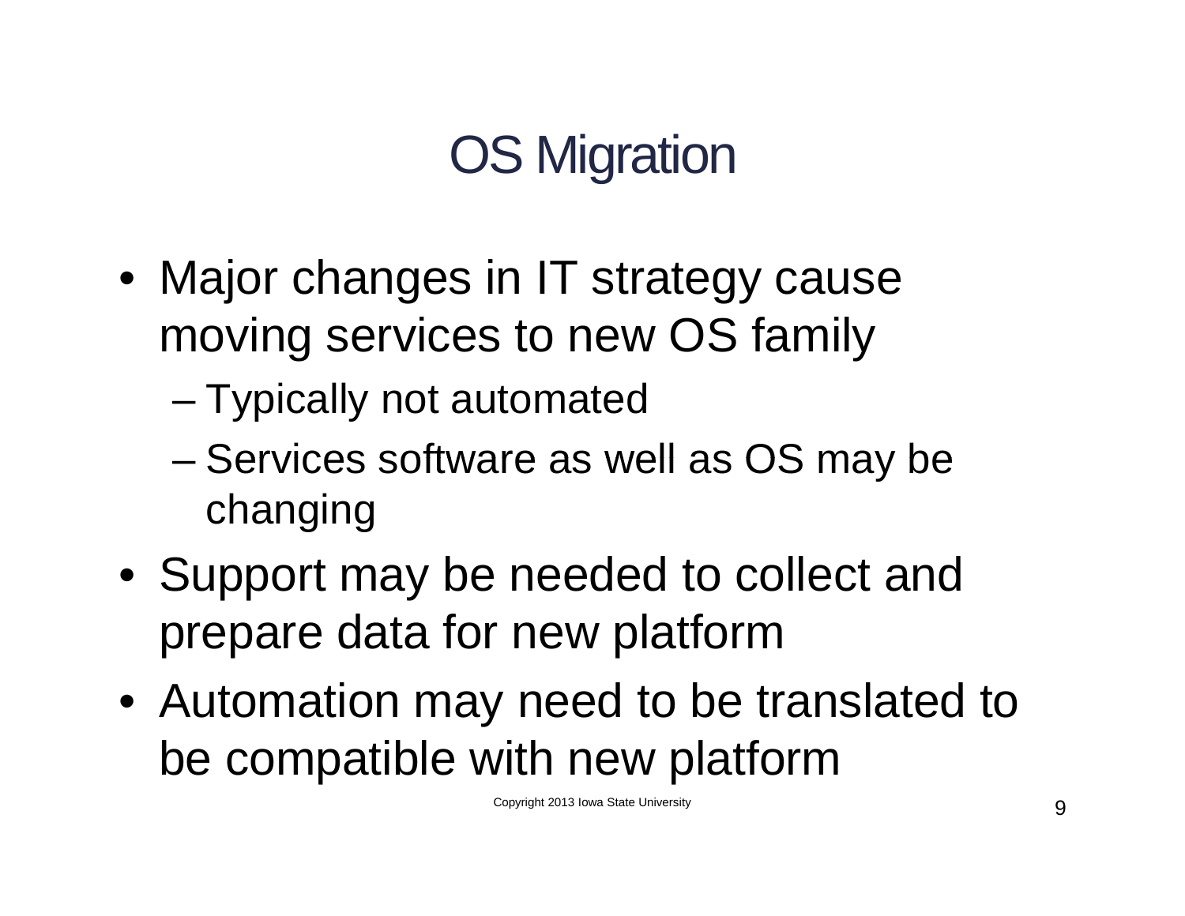# OS Migration

- Major changes in IT strategy cause moving services to new OS family
  - Typically not automated
  - Services software as well as OS may be changing
- Support may be needed to collect and prepare data for new platform
- Automation may need to be translated to be compatible with new platform

Copyright 2013 Iowa State University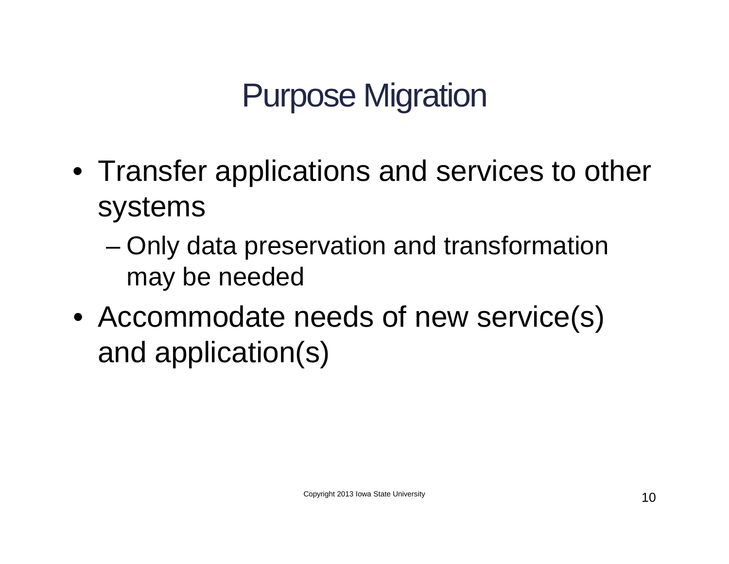# Purpose Migration

- Transfer applications and services to other systems
  - Only data preservation and transformation may be needed
- Accommodate needs of new service(s) and application(s)

Copyright 2013 Iowa State University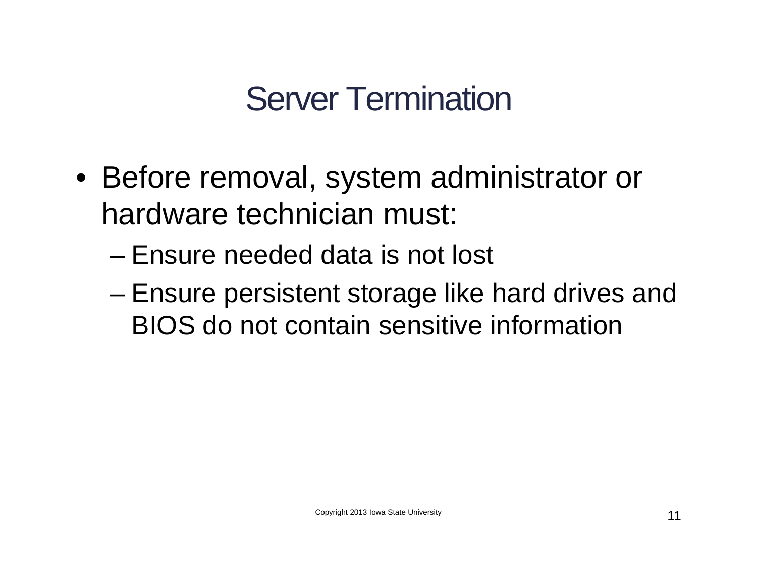# Server Termination

- Before removal, system administrator or hardware technician must:
  - Ensure needed data is not lost
  - Ensure persistent storage like hard drives and BIOS do not contain sensitive information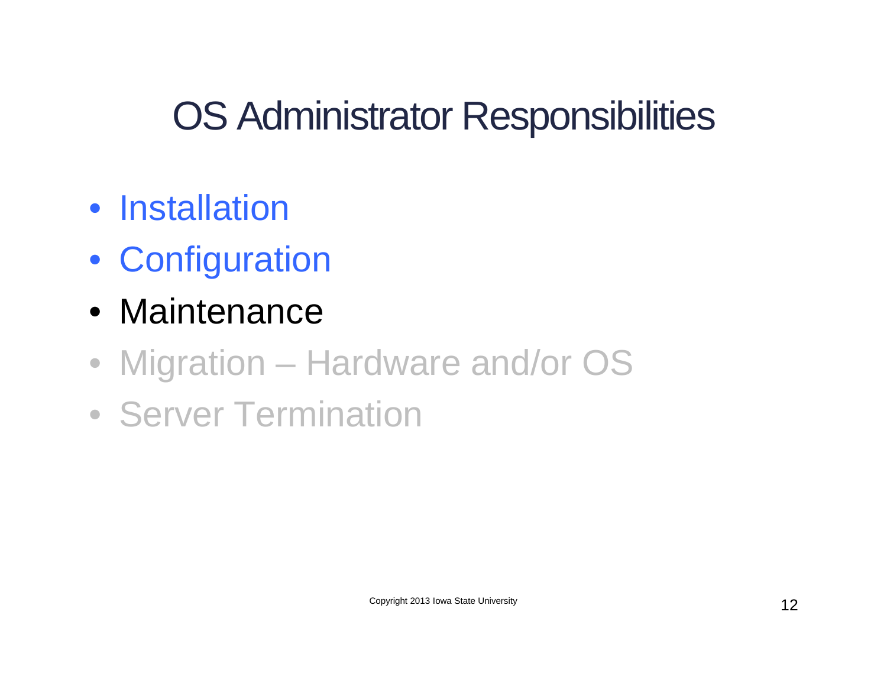# OS Administrator Responsibilities

- Installation
- Configuration
- Maintenance
- Migration – Hardware and/or OS
- Server Termination

Copyright 2013 Iowa State University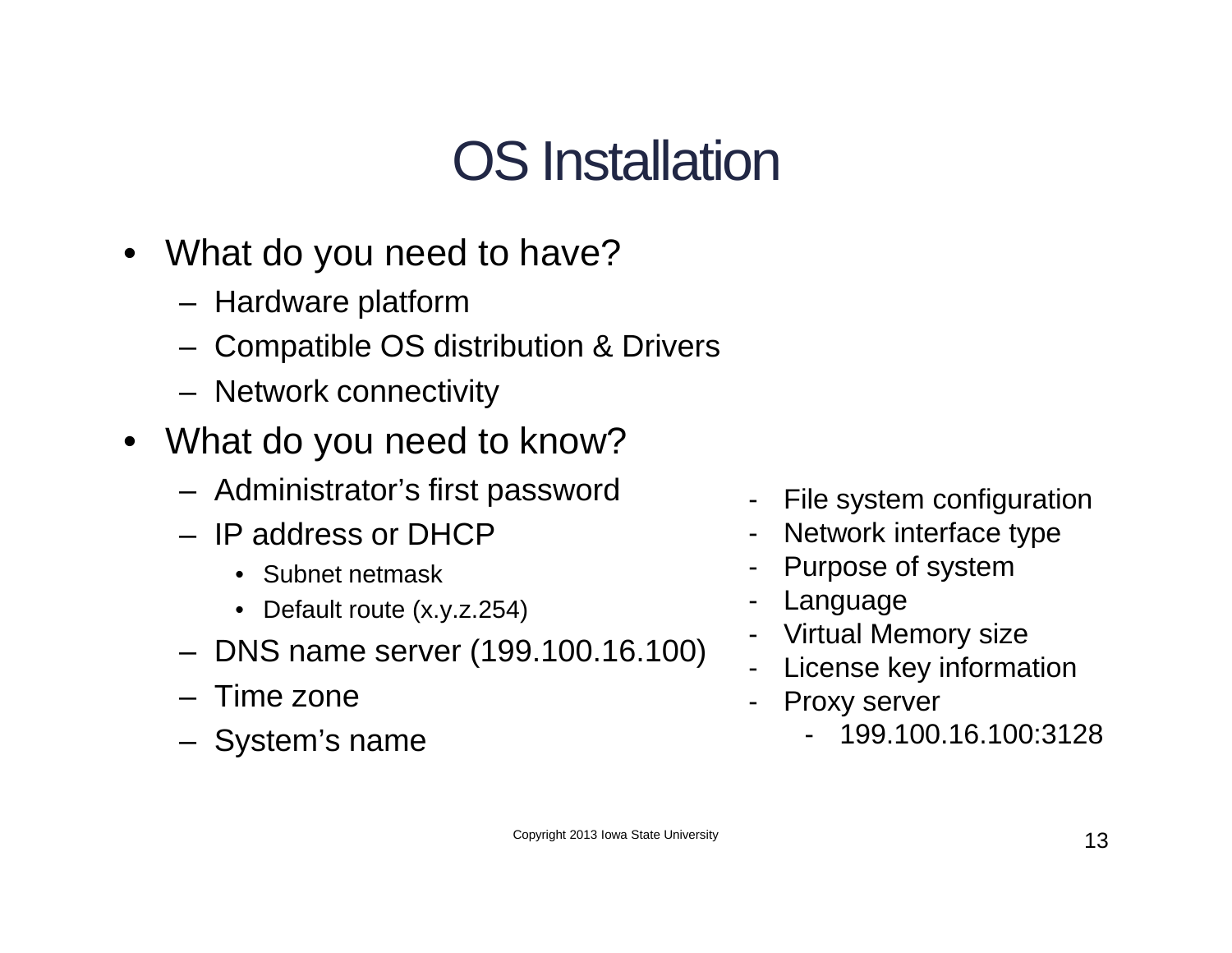# OS Installation

- What do you need to have?
  - Hardware platform
  - Compatible OS distribution & Drivers
  - Network connectivity
- What do you need to know?
  - Administrator's first password
  - IP address or DHCP
    - Subnet netmask
    - Default route (x.y.z.254)
  - DNS name server (199.100.16.100)
  - Time zone
  - System's name

- File system configuration
- Network interface type
- Purpose of system
- Language
- Virtual Memory size
- License key information
- Proxy server
  - 199.100.16.100:3128

Copyright 2013 Iowa State University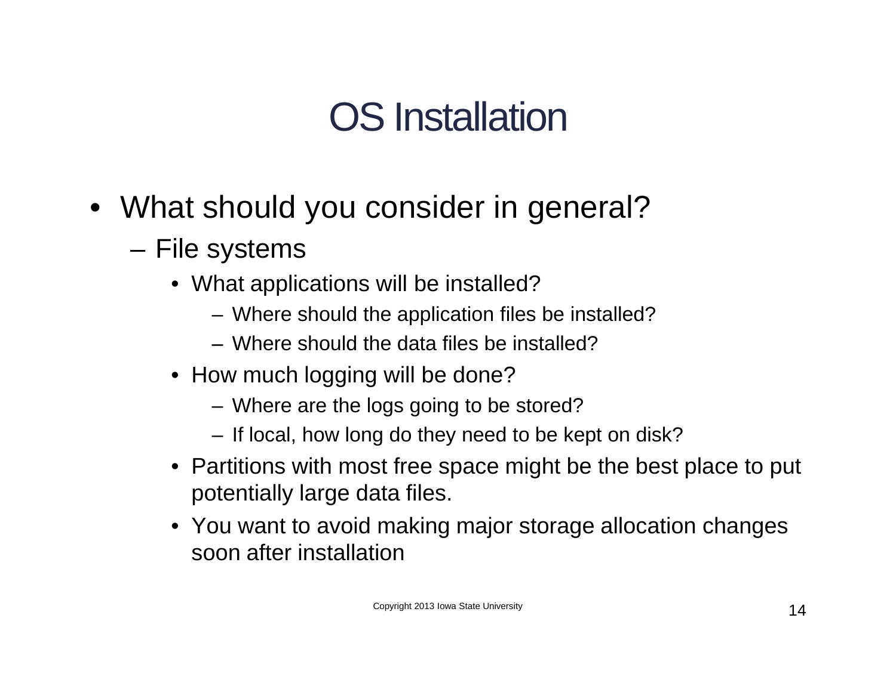# OS Installation

- What should you consider in general?
  - File systems
    - What applications will be installed?
      - Where should the application files be installed?
      - Where should the data files be installed?
    - How much logging will be done?
      - Where are the logs going to be stored?
      - If local, how long do they need to be kept on disk?
    - Partitions with most free space might be the best place to put potentially large data files.
    - You want to avoid making major storage allocation changes soon after installation

Copyright 2013 Iowa State University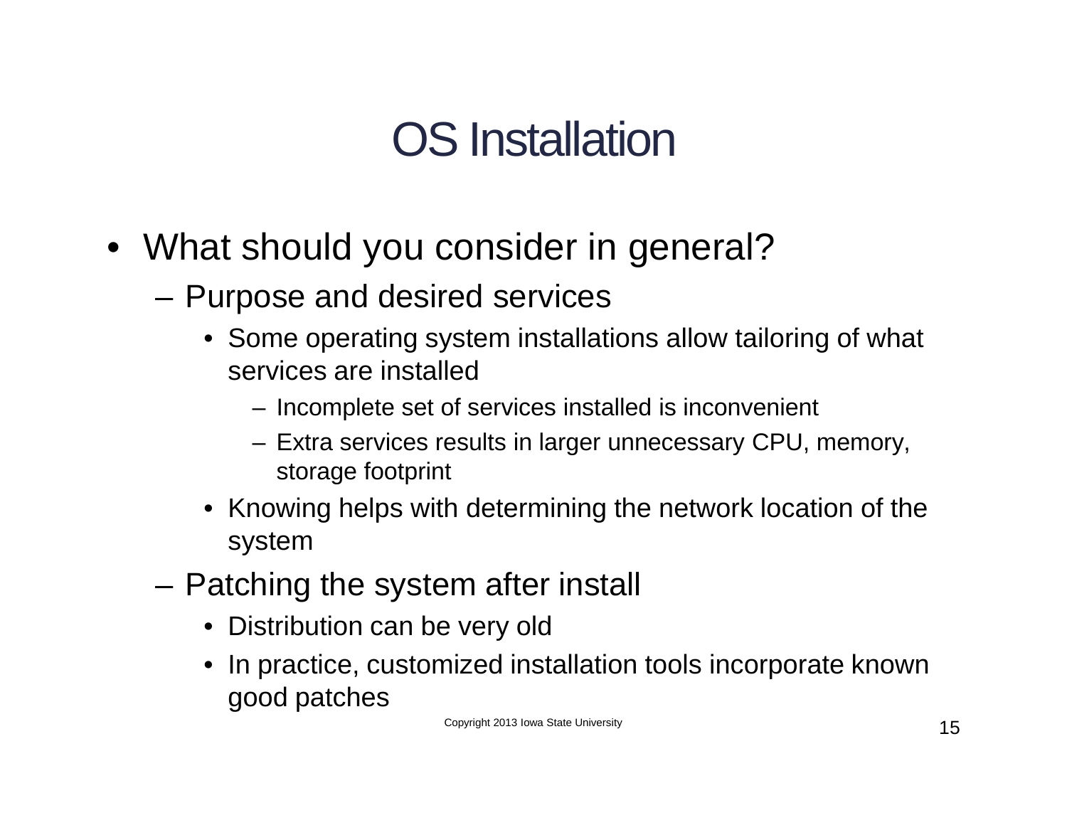# OS Installation

- What should you consider in general?
  - Purpose and desired services
    - Some operating system installations allow tailoring of what services are installed
      - Incomplete set of services installed is inconvenient
      - Extra services results in larger unnecessary CPU, memory, storage footprint
    - Knowing helps with determining the network location of the system
  - Patching the system after install
    - Distribution can be very old
    - In practice, customized installation tools incorporate known good patches

Copyright 2013 Iowa State University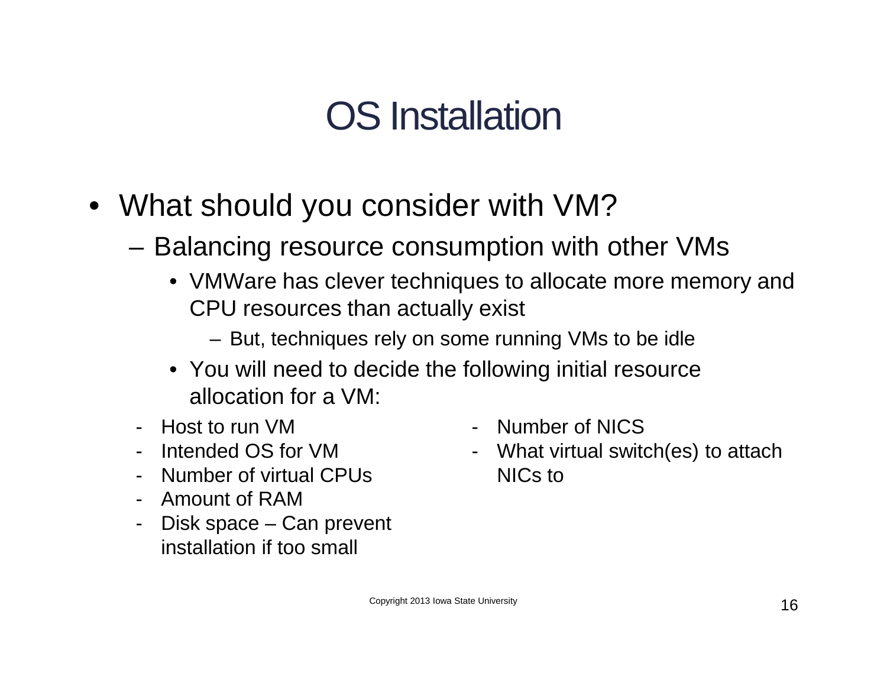# OS Installation

- What should you consider with VM?
  - Balancing resource consumption with other VMs
    - VMWare has clever techniques to allocate more memory and CPU resources than actually exist
      - But, techniques rely on some running VMs to be idle
    - You will need to decide the following initial resource allocation for a VM:

- Host to run VM
- Intended OS for VM
- Number of virtual CPUs
- Amount of RAM
- Disk space – Can prevent installation if too small
- Number of NICS
- What virtual switch(es) to attach NICs to

Copyright 2013 Iowa State University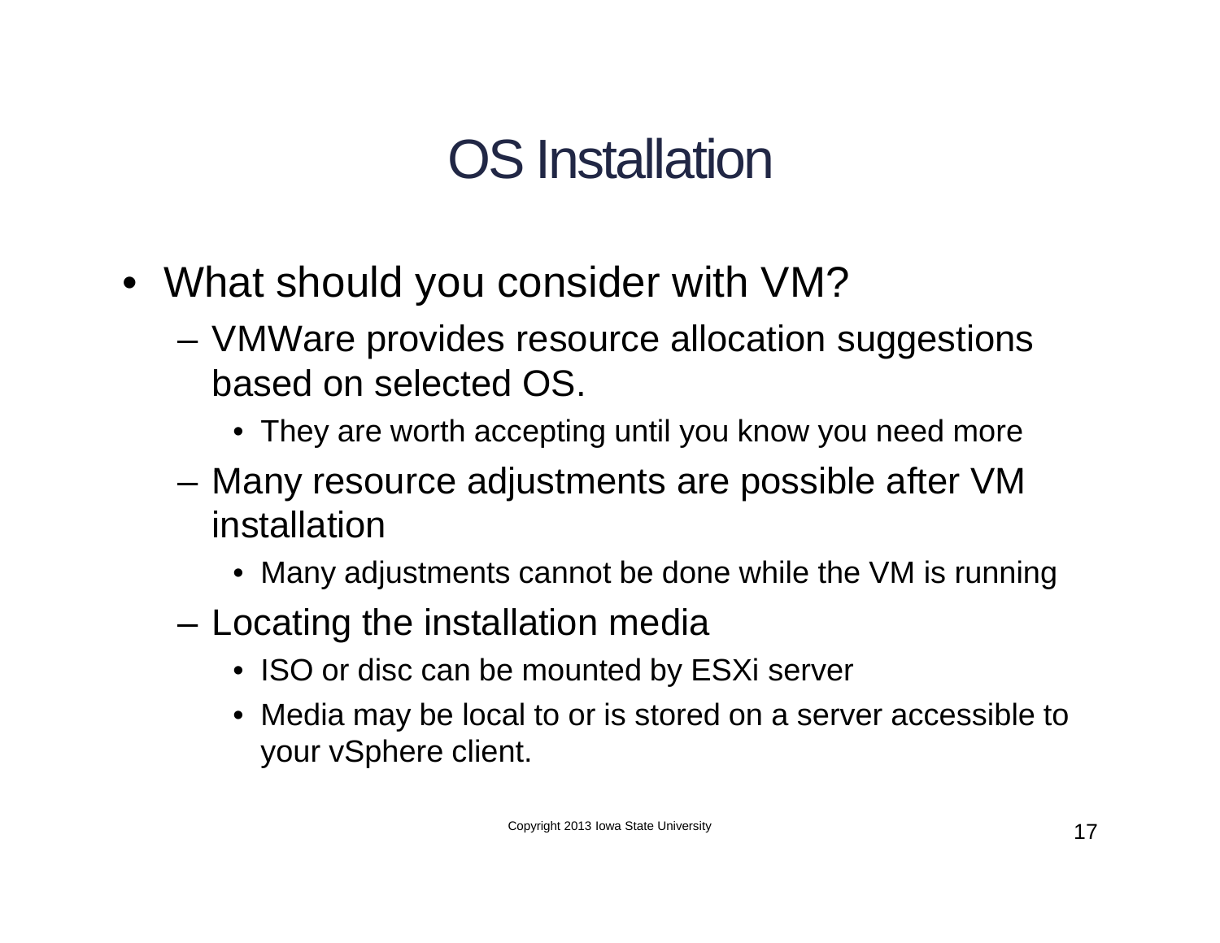# OS Installation

- What should you consider with VM?
  - VMWare provides resource allocation suggestions based on selected OS.
    - They are worth accepting until you know you need more
  - Many resource adjustments are possible after VM installation
    - Many adjustments cannot be done while the VM is running
  - Locating the installation media
    - ISO or disc can be mounted by ESXi server
    - Media may be local to or is stored on a server accessible to your vSphere client.

Copyright 2013 Iowa State University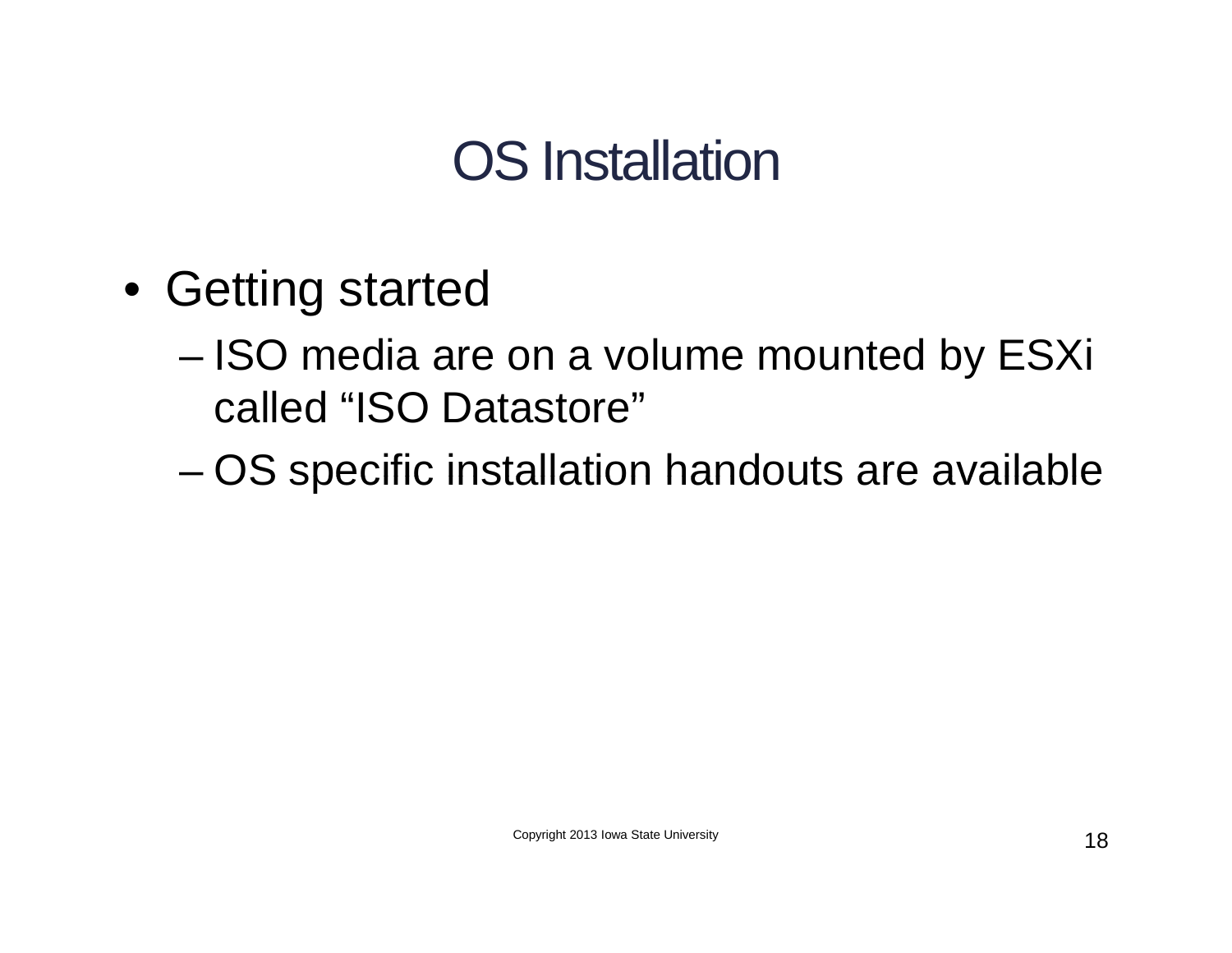# OS Installation

- Getting started
  - ISO media are on a volume mounted by ESXi called "ISO Datastore"
  - OS specific installation handouts are available

Copyright 2013 Iowa State University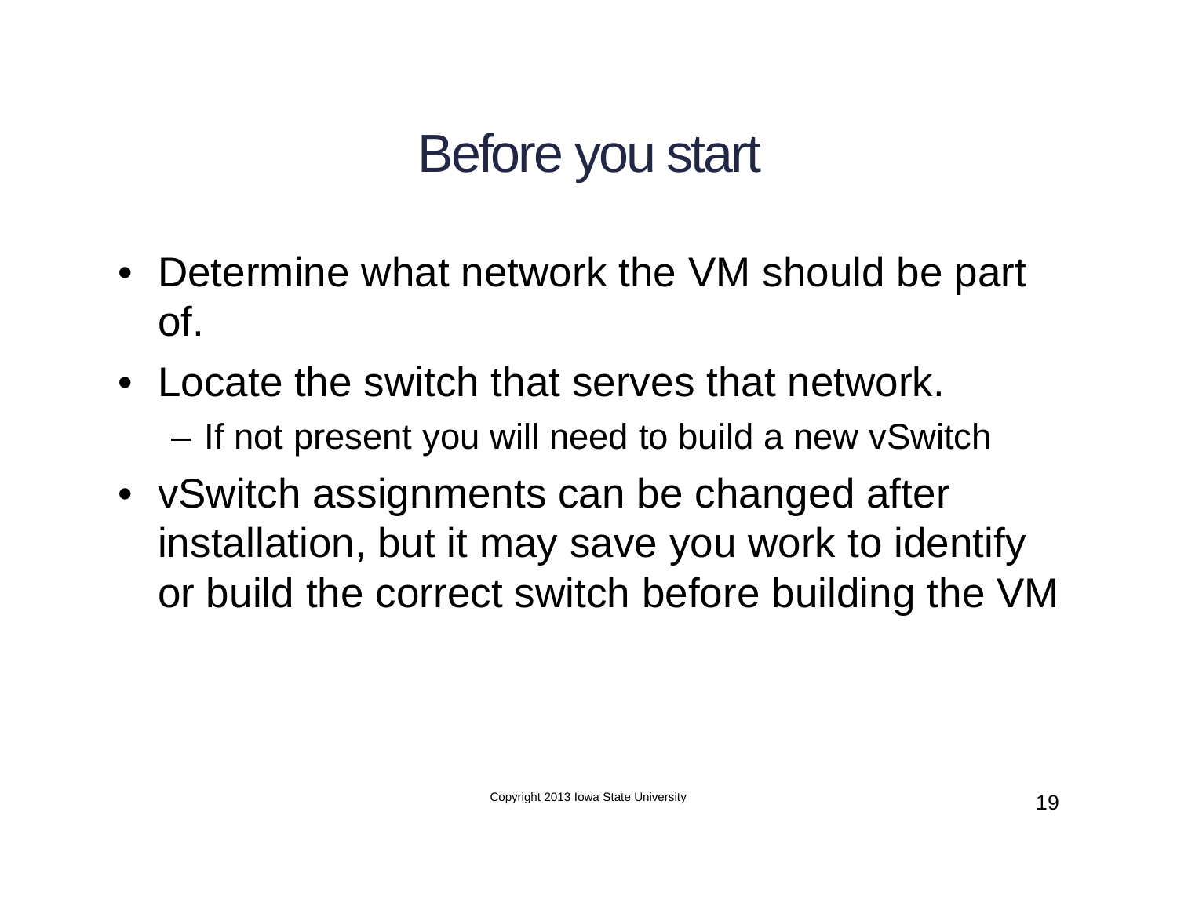# Before you start

- Determine what network the VM should be part of.
- Locate the switch that serves that network.
  - If not present you will need to build a new vSwitch
- vSwitch assignments can be changed after installation, but it may save you work to identify or build the correct switch before building the VM

Copyright 2013 Iowa State University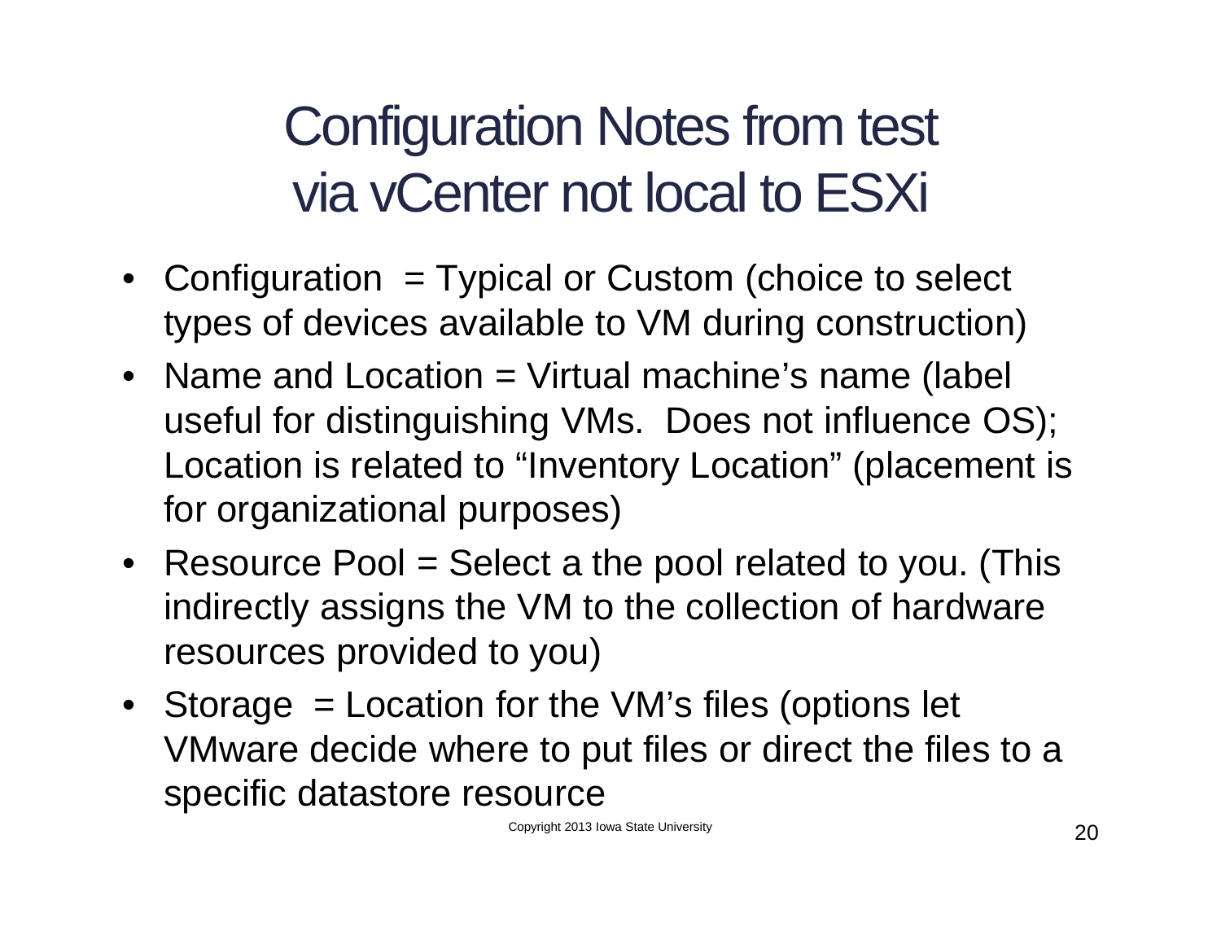# Configuration Notes from test via vCenter not local to ESXi

- Configuration = Typical or Custom (choice to select types of devices available to VM during construction)
- Name and Location = Virtual machine's name (label useful for distinguishing VMs. Does not influence OS); Location is related to "Inventory Location" (placement is for organizational purposes)
- Resource Pool = Select a the pool related to you. (This indirectly assigns the VM to the collection of hardware resources provided to you)
- Storage = Location for the VM's files (options let VMware decide where to put files or direct the files to a specific datastore resource

Copyright 2013 Iowa State University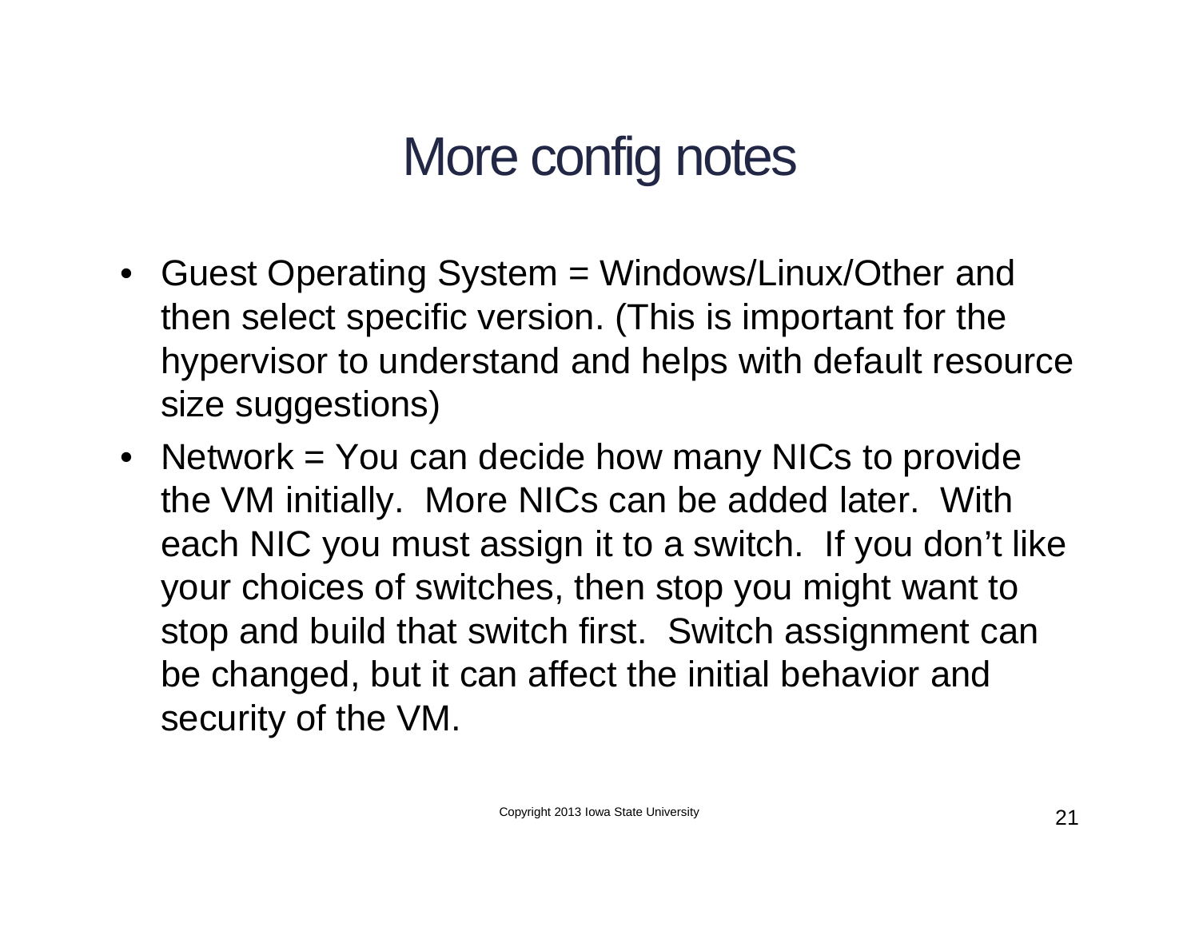# More config notes

- Guest Operating System = Windows/Linux/Other and then select specific version. (This is important for the hypervisor to understand and helps with default resource size suggestions)
- Network = You can decide how many NICs to provide the VM initially. More NICs can be added later. With each NIC you must assign it to a switch. If you don't like your choices of switches, then stop you might want to stop and build that switch first. Switch assignment can be changed, but it can affect the initial behavior and security of the VM.

Copyright 2013 Iowa State University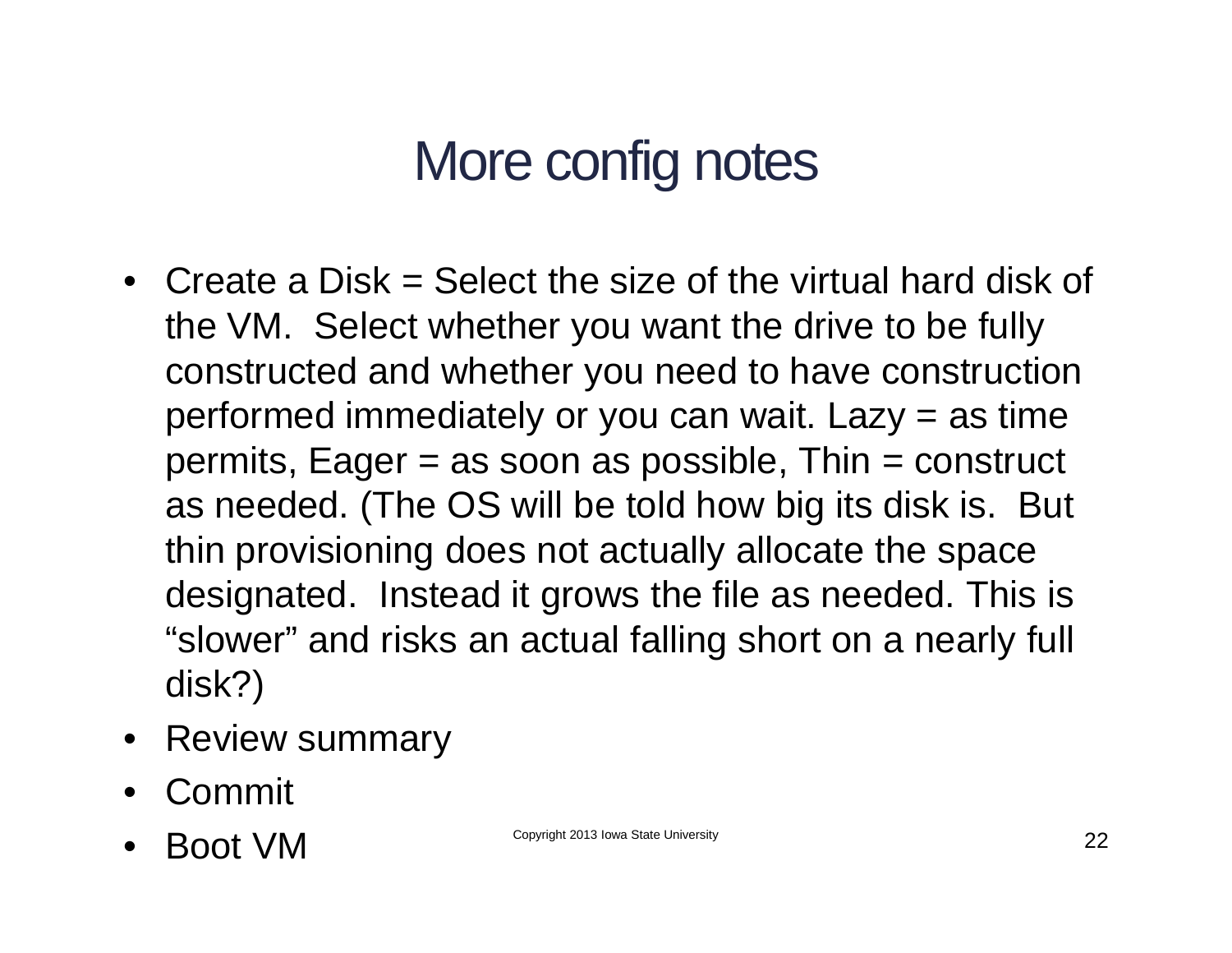# More config notes

- Create a Disk = Select the size of the virtual hard disk of the VM. Select whether you want the drive to be fully constructed and whether you need to have construction performed immediately or you can wait. Lazy = as time permits, Eager = as soon as possible, Thin = construct as needed. (The OS will be told how big its disk is. But thin provisioning does not actually allocate the space designated. Instead it grows the file as needed. This is "slower" and risks an actual falling short on a nearly full disk?)
- Review summary
- Commit
- Boot VM

Copyright 2013 Iowa State University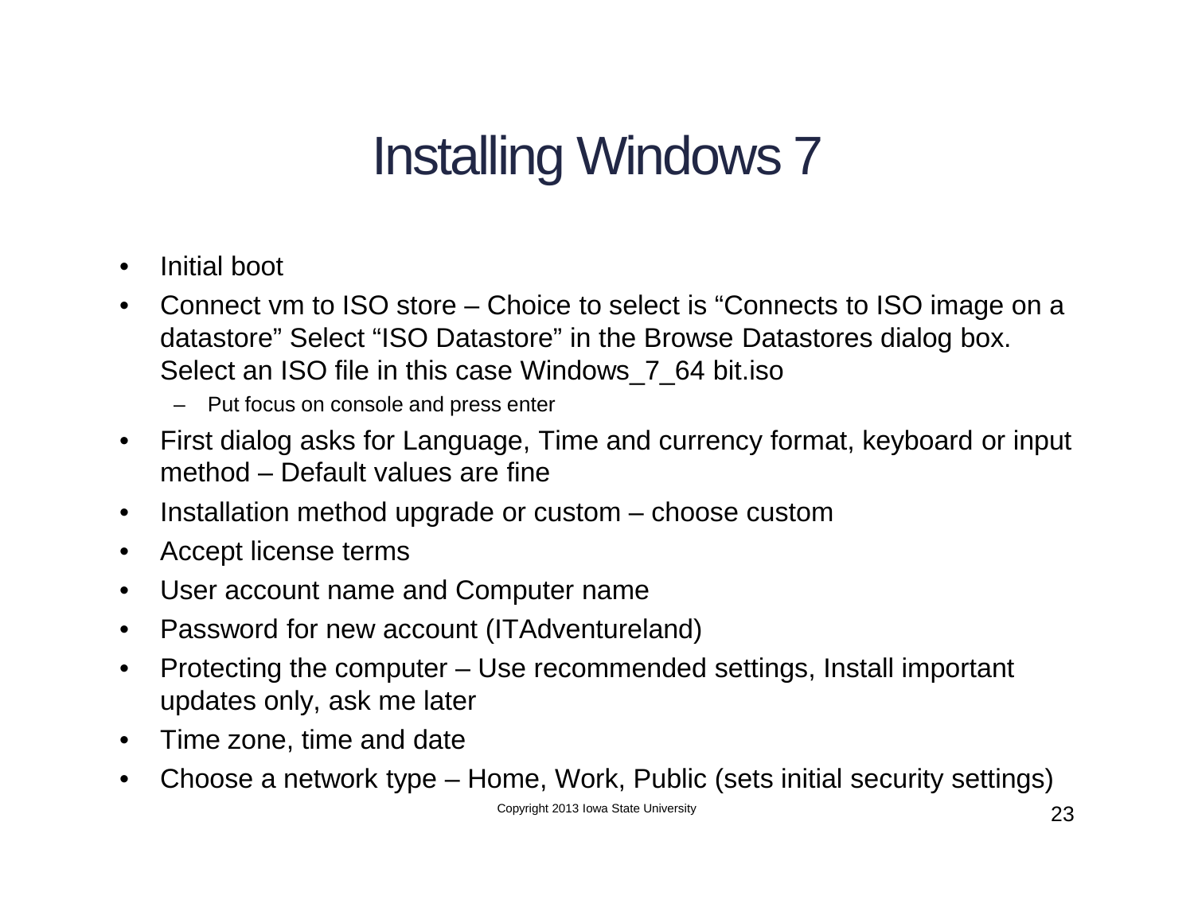# Installing Windows 7

- Initial boot
- Connect vm to ISO store – Choice to select is "Connects to ISO image on a datastore" Select "ISO Datastore" in the Browse Datastores dialog box. Select an ISO file in this case Windows_7_64 bit.iso
  - Put focus on console and press enter
- First dialog asks for Language, Time and currency format, keyboard or input method – Default values are fine
- Installation method upgrade or custom – choose custom
- Accept license terms
- User account name and Computer name
- Password for new account (ITAdventureland)
- Protecting the computer – Use recommended settings, Install important updates only, ask me later
- Time zone, time and date
- Choose a network type – Home, Work, Public (sets initial security settings)

Copyright 2013 Iowa State University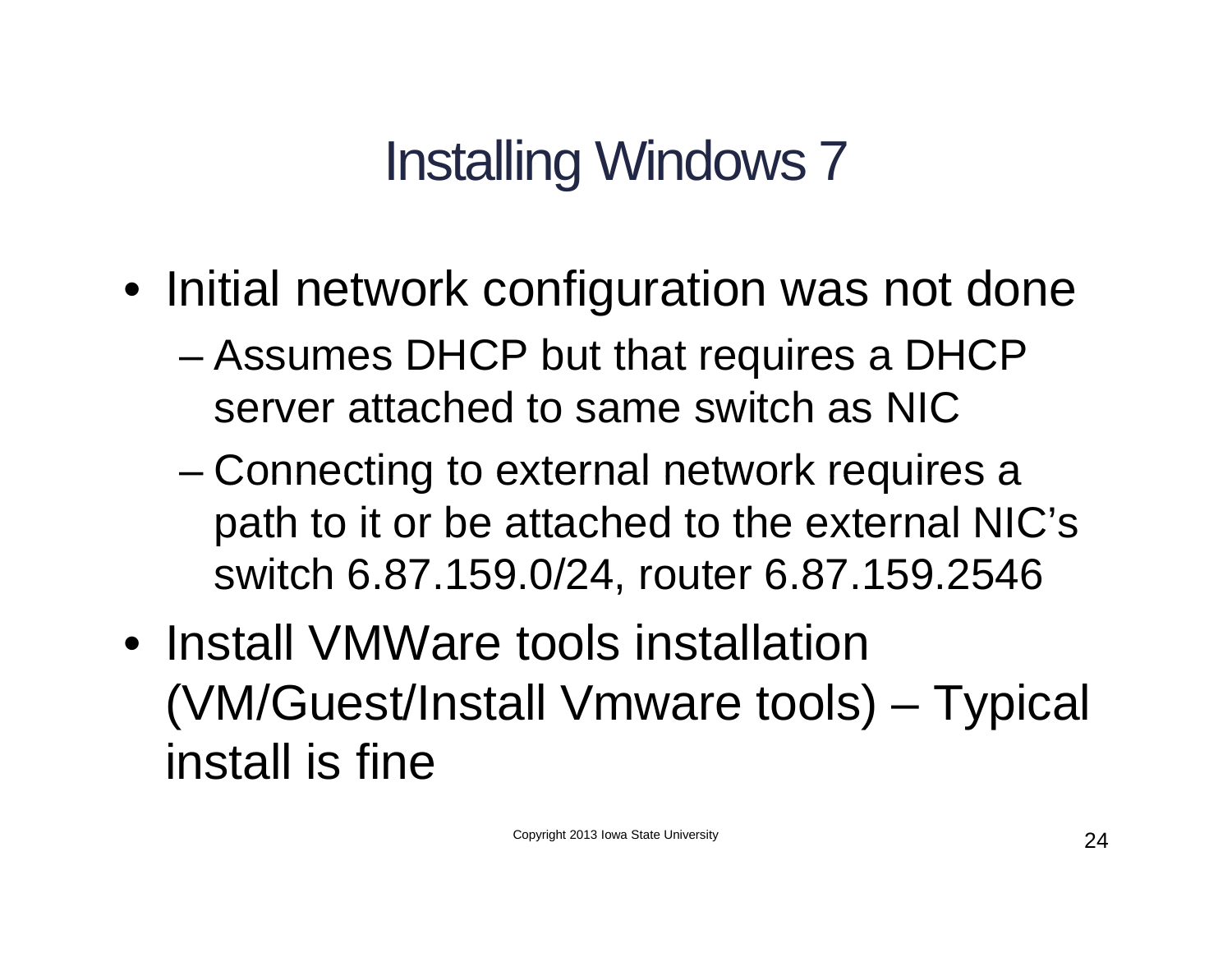# Installing Windows 7

- Initial network configuration was not done
  - Assumes DHCP but that requires a DHCP server attached to same switch as NIC
  - Connecting to external network requires a path to it or be attached to the external NIC's switch 6.87.159.0/24, router 6.87.159.2546
- Install VMWare tools installation (VM/Guest/Install Vmware tools) – Typical install is fine

Copyright 2013 Iowa State University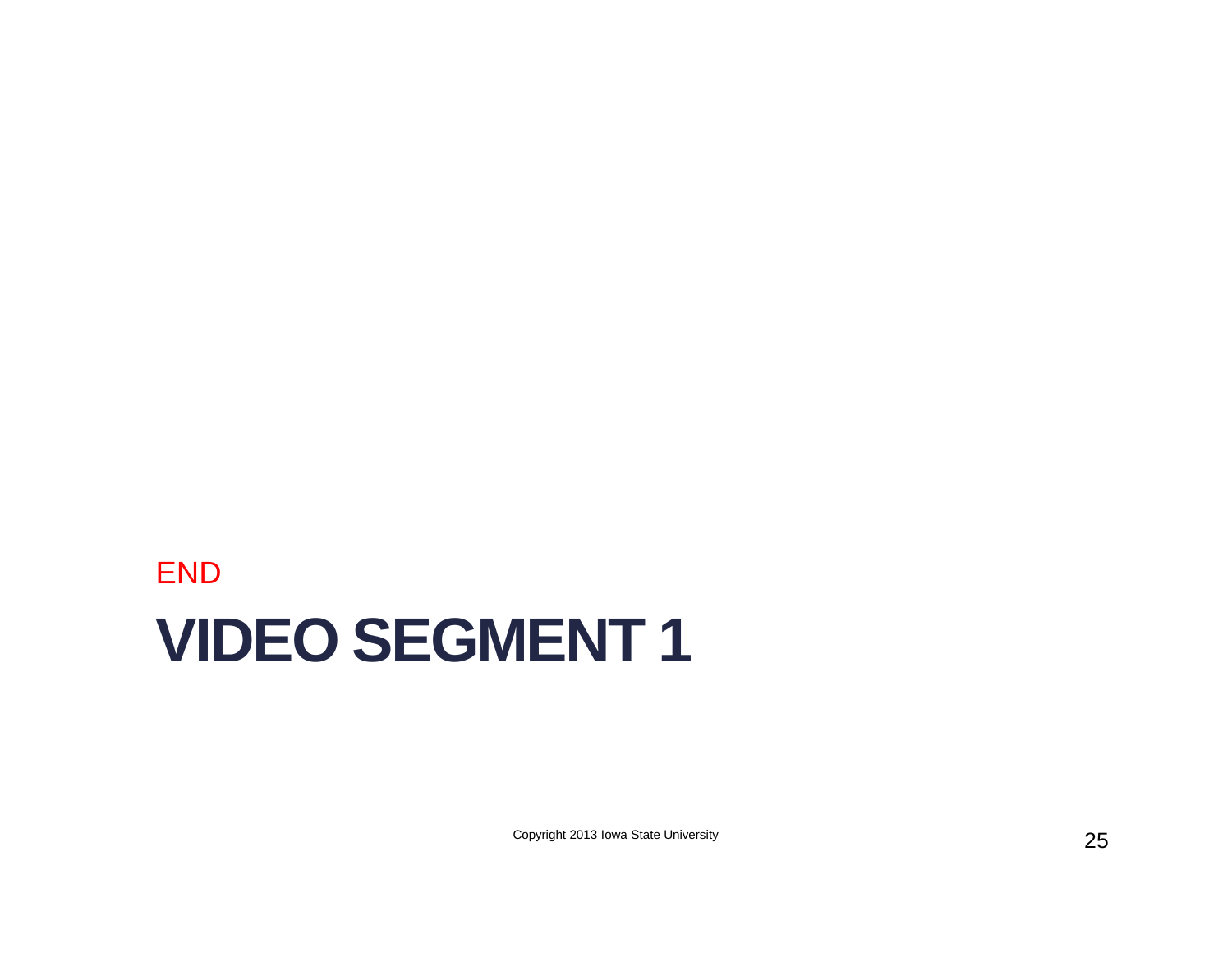END

# VIDEO SEGMENT 1

Copyright 2013 Iowa State University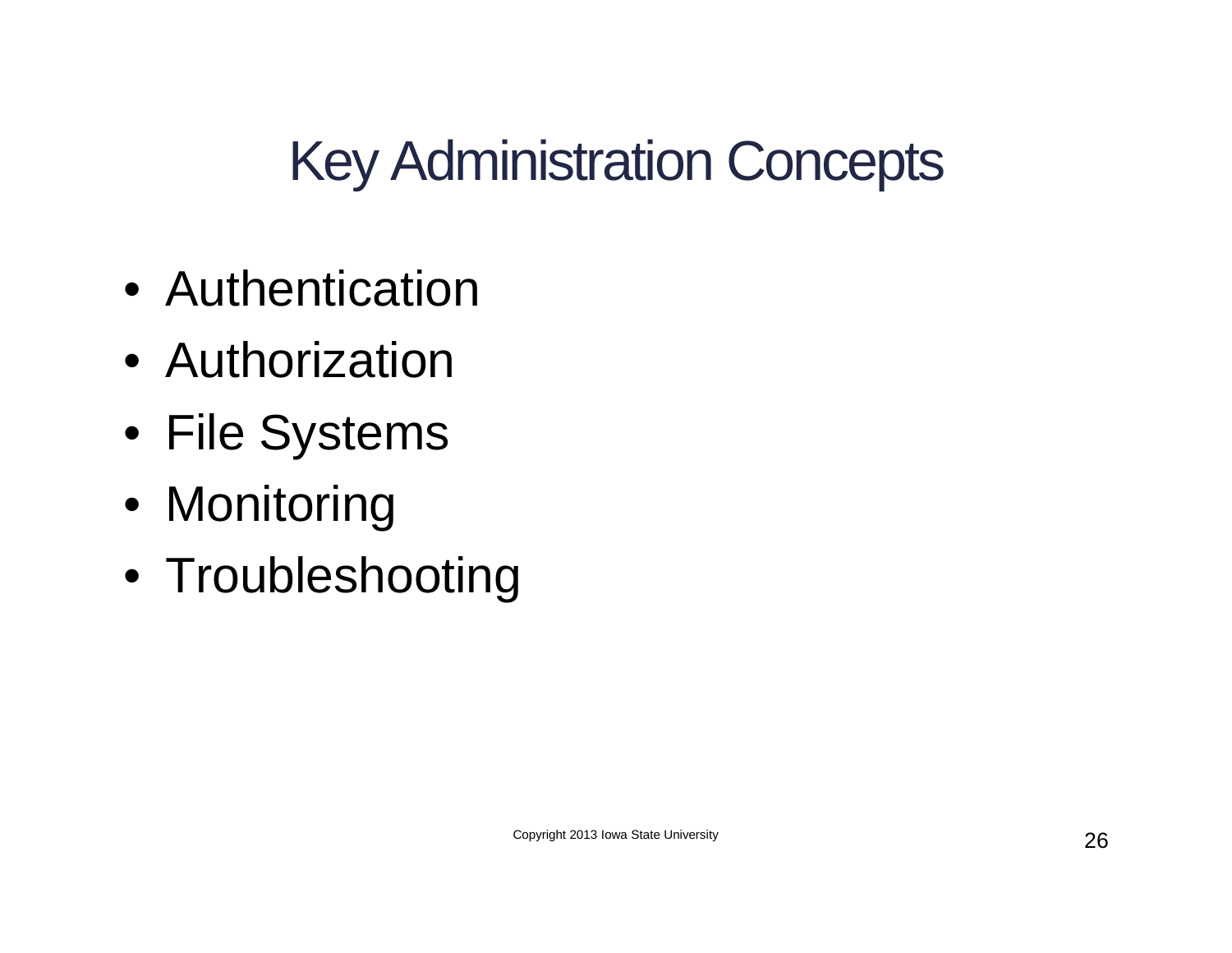# Key Administration Concepts

- Authentication
- Authorization
- File Systems
- Monitoring
- Troubleshooting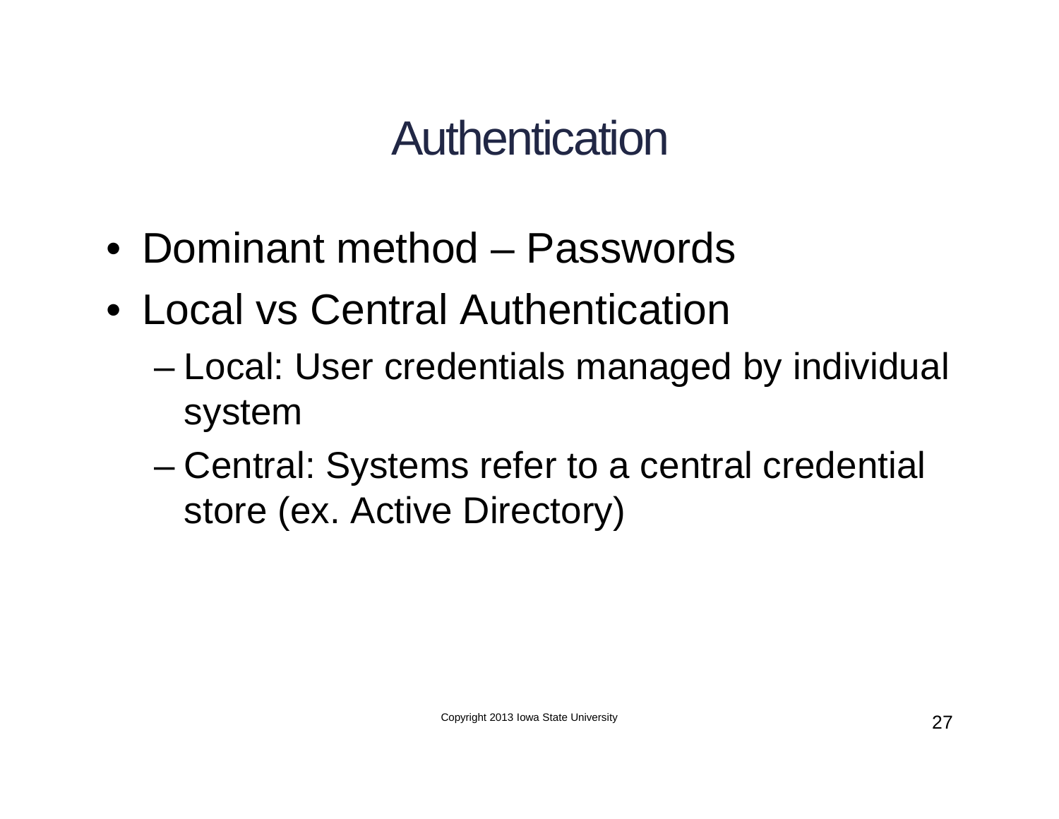# Authentication

- Dominant method – Passwords
- Local vs Central Authentication
  - Local: User credentials managed by individual system
  - Central: Systems refer to a central credential store (ex. Active Directory)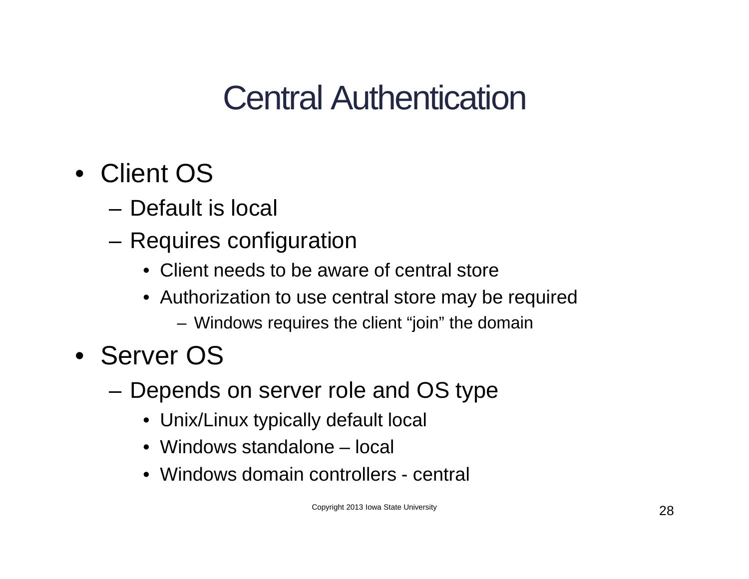# Central Authentication

- Client OS
  - Default is local
  - Requires configuration
    - Client needs to be aware of central store
    - Authorization to use central store may be required
      - Windows requires the client "join" the domain
- Server OS
  - Depends on server role and OS type
    - Unix/Linux typically default local
    - Windows standalone – local
    - Windows domain controllers - central

Copyright 2013 Iowa State University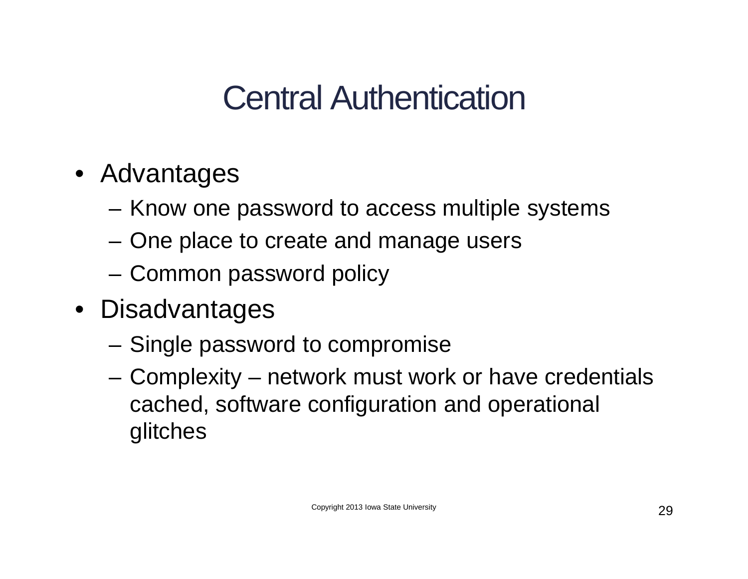# Central Authentication

- Advantages
  - Know one password to access multiple systems
  - One place to create and manage users
  - Common password policy
- Disadvantages
  - Single password to compromise
  - Complexity – network must work or have credentials cached, software configuration and operational glitches

Copyright 2013 Iowa State University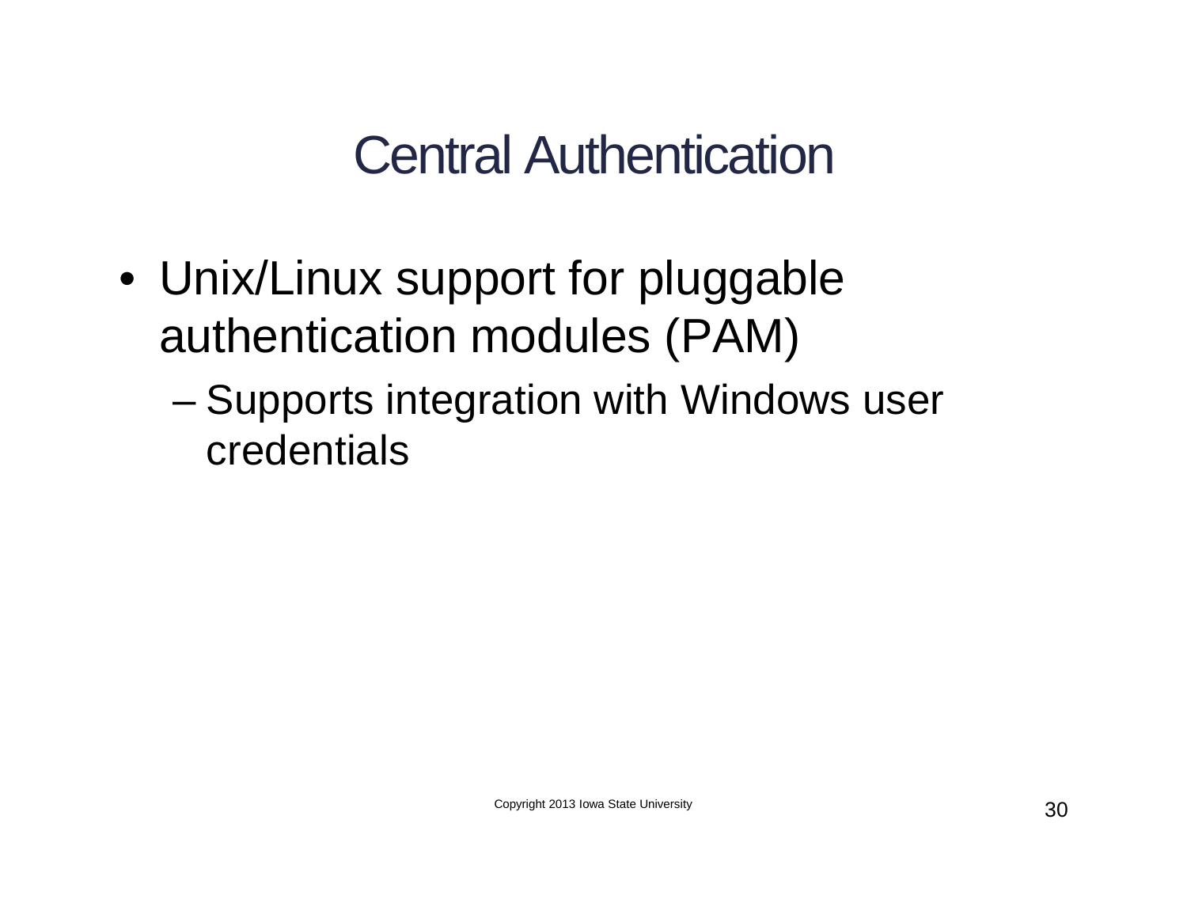# Central Authentication

- Unix/Linux support for pluggable authentication modules (PAM)
  - Supports integration with Windows user credentials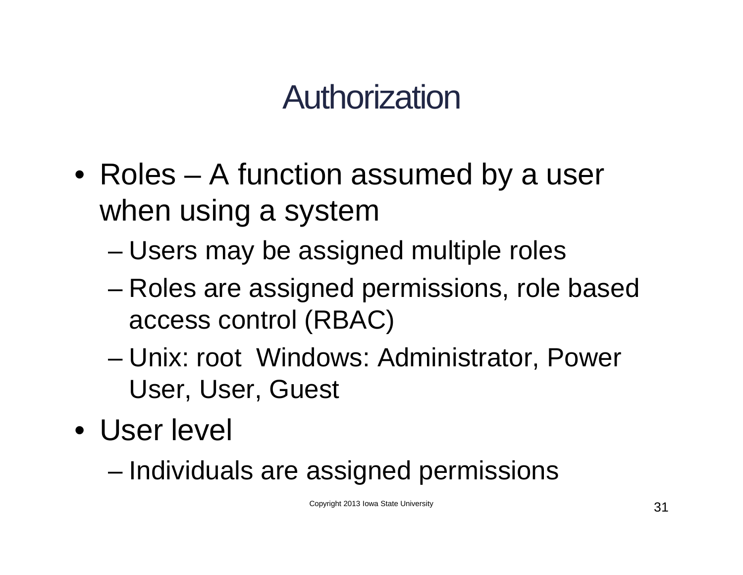# Authorization

- Roles – A function assumed by a user when using a system
  - Users may be assigned multiple roles
  - Roles are assigned permissions, role based access control (RBAC)
  - Unix: root  Windows: Administrator, Power User, User, Guest
- User level
  - Individuals are assigned permissions

Copyright 2013 Iowa State University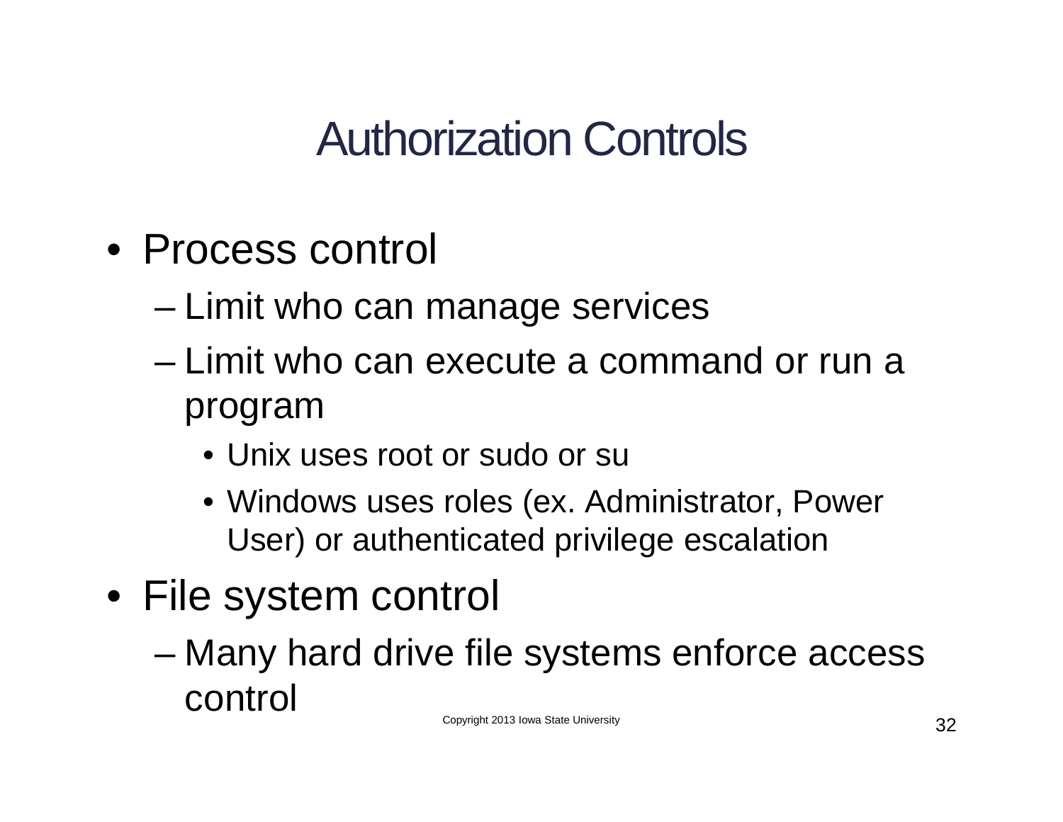# Authorization Controls

- Process control
  - Limit who can manage services
  - Limit who can execute a command or run a program
    - Unix uses root or sudo or su
    - Windows uses roles (ex. Administrator, Power User) or authenticated privilege escalation
- File system control
  - Many hard drive file systems enforce access control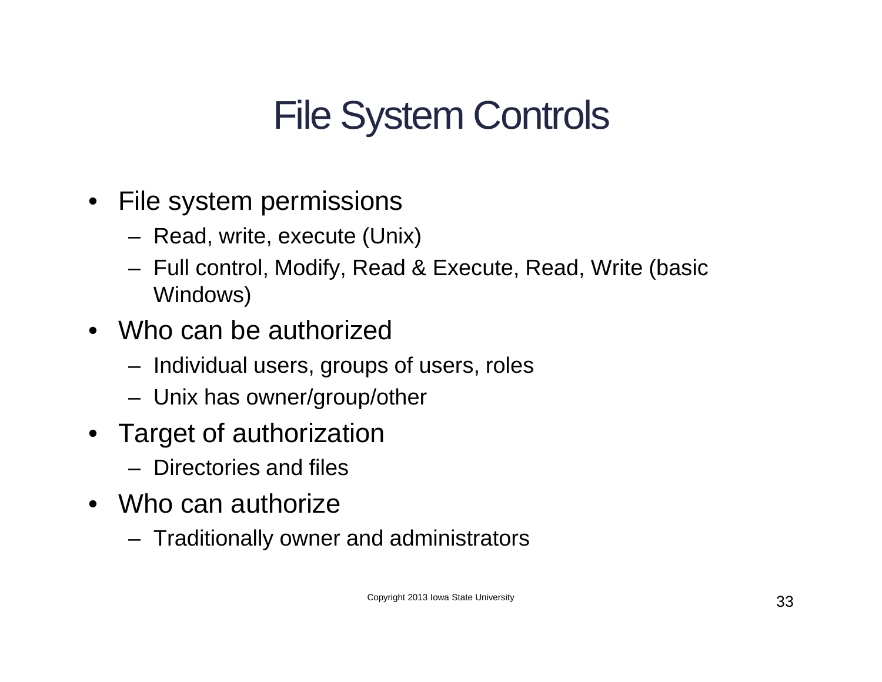# File System Controls

- File system permissions
  - Read, write, execute (Unix)
  - Full control, Modify, Read & Execute, Read, Write (basic Windows)
- Who can be authorized
  - Individual users, groups of users, roles
  - Unix has owner/group/other
- Target of authorization
  - Directories and files
- Who can authorize
  - Traditionally owner and administrators

Copyright 2013 Iowa State University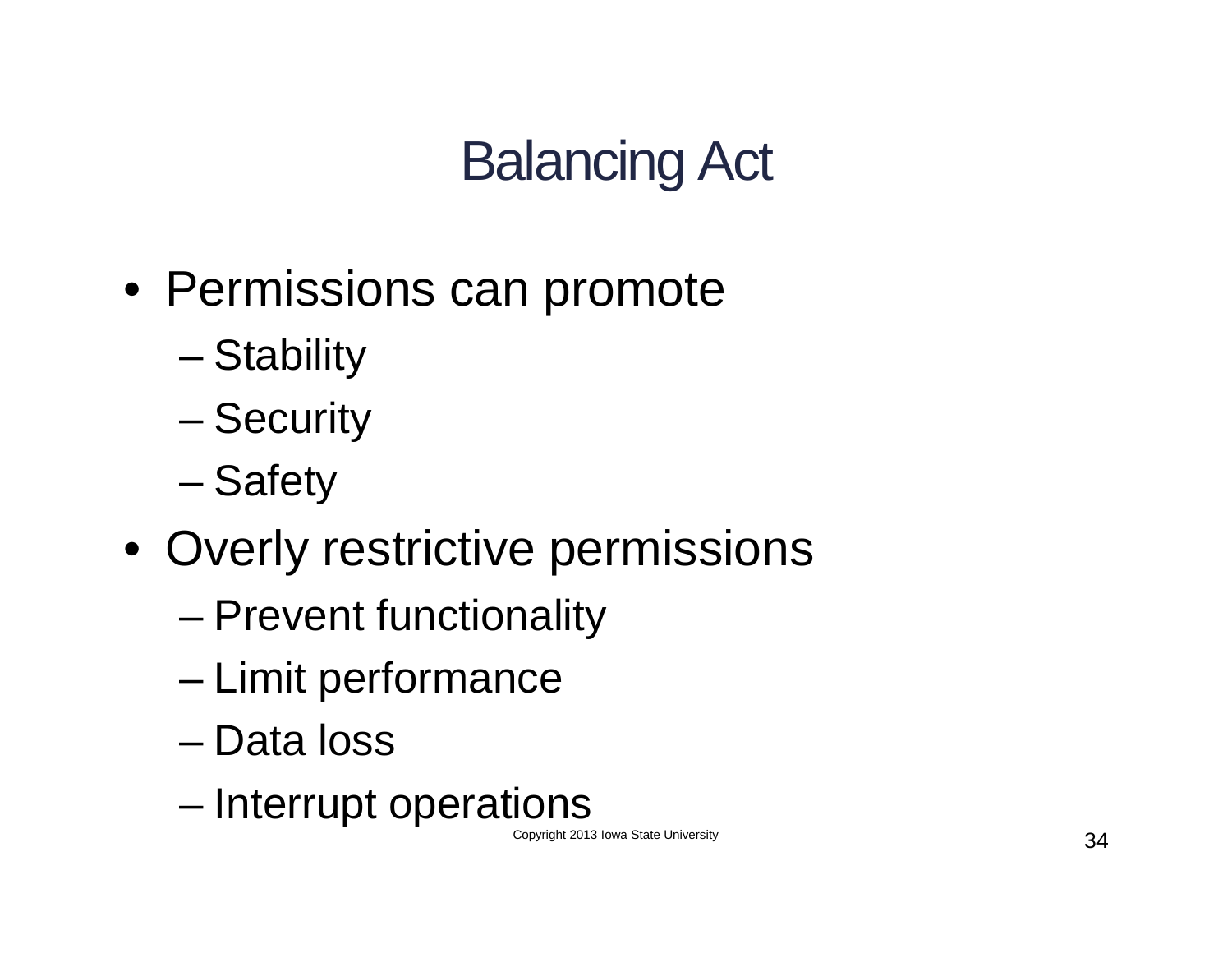# Balancing Act

- Permissions can promote
  - Stability
  - Security
  - Safety
- Overly restrictive permissions
  - Prevent functionality
  - Limit performance
  - Data loss
  - Interrupt operations

Copyright 2013 Iowa State University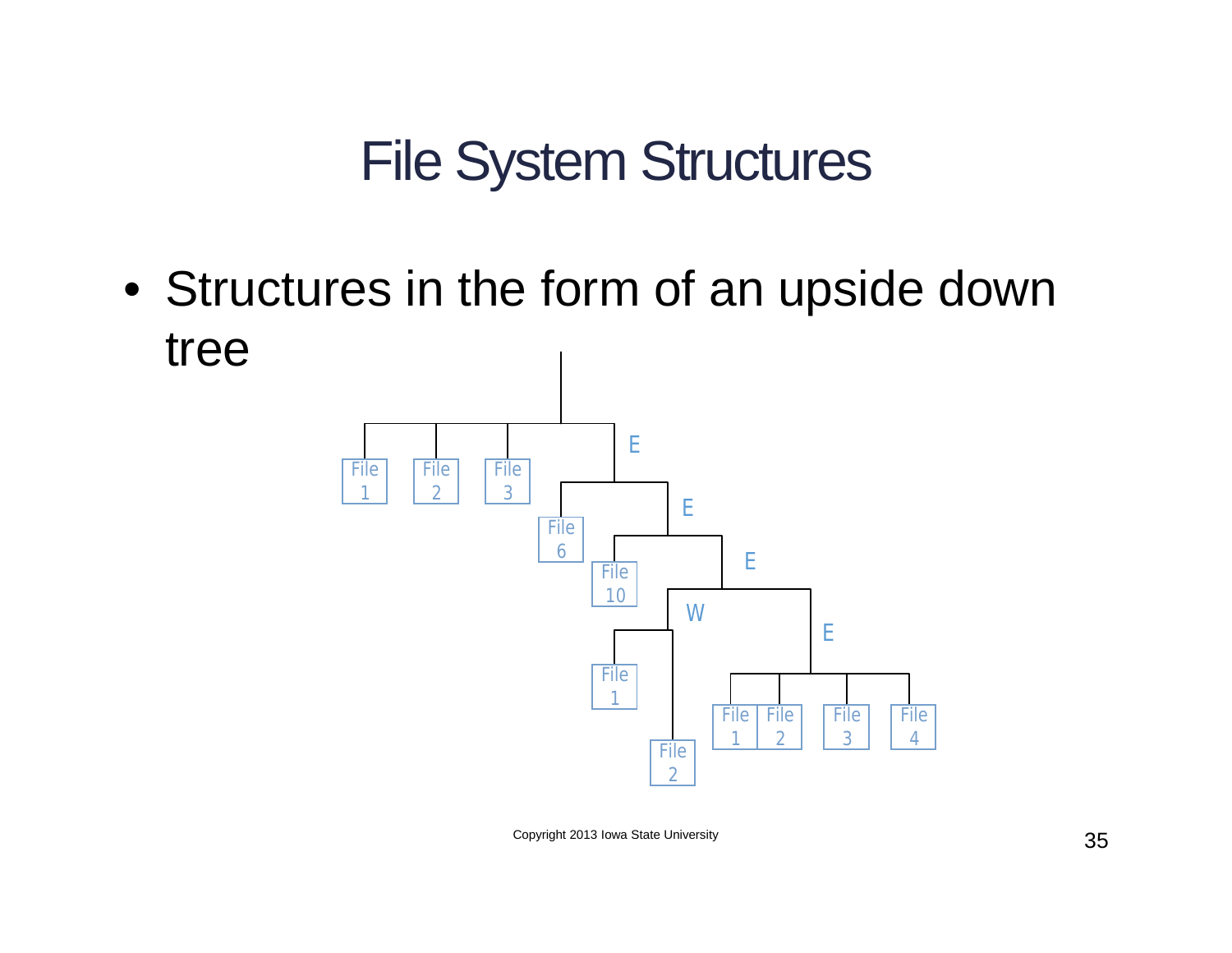# File System Structures

- Structures in the form of an upside down tree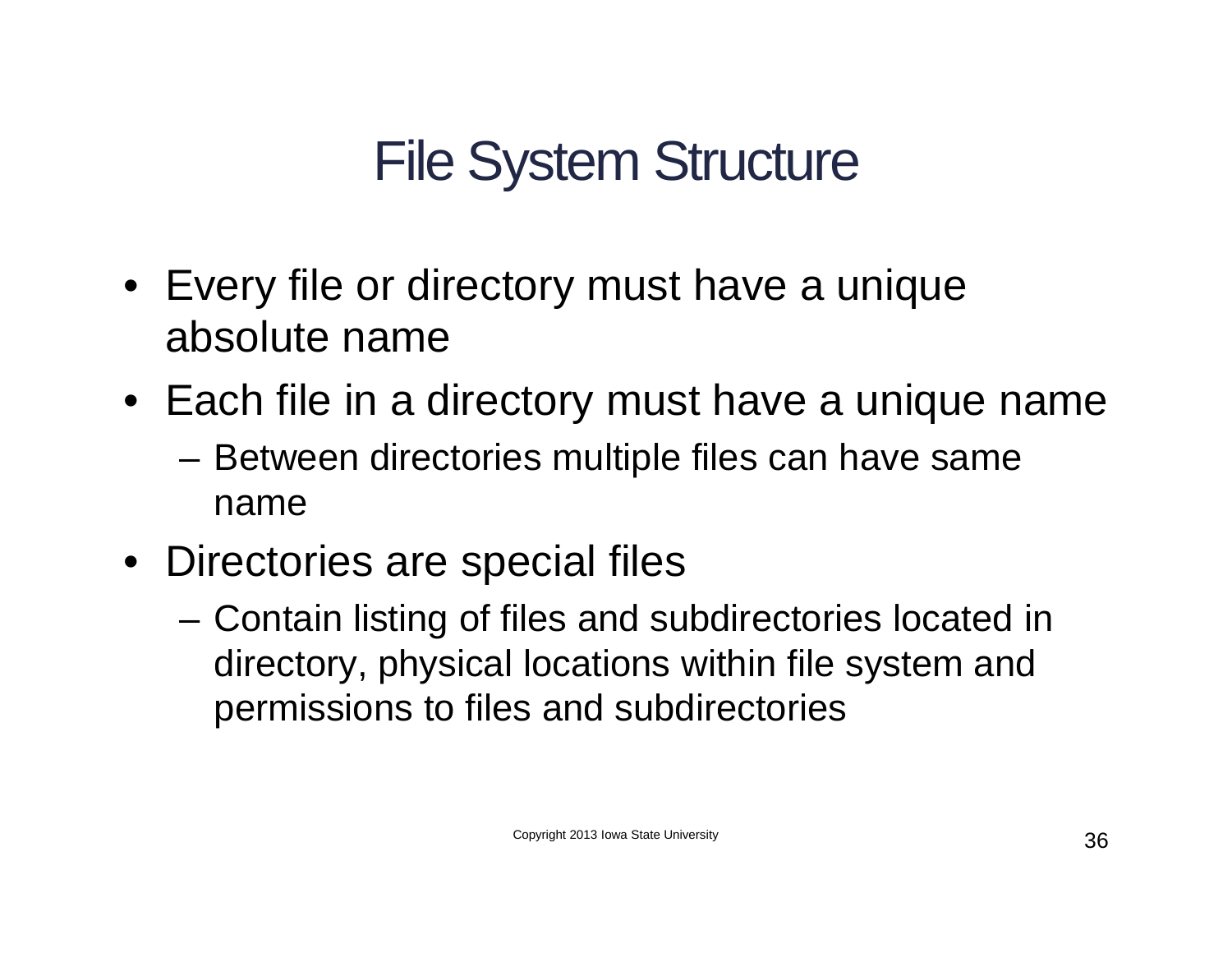# File System Structure

- Every file or directory must have a unique absolute name
- Each file in a directory must have a unique name
  - Between directories multiple files can have same name
- Directories are special files
  - Contain listing of files and subdirectories located in directory, physical locations within file system and permissions to files and subdirectories

Copyright 2013 Iowa State University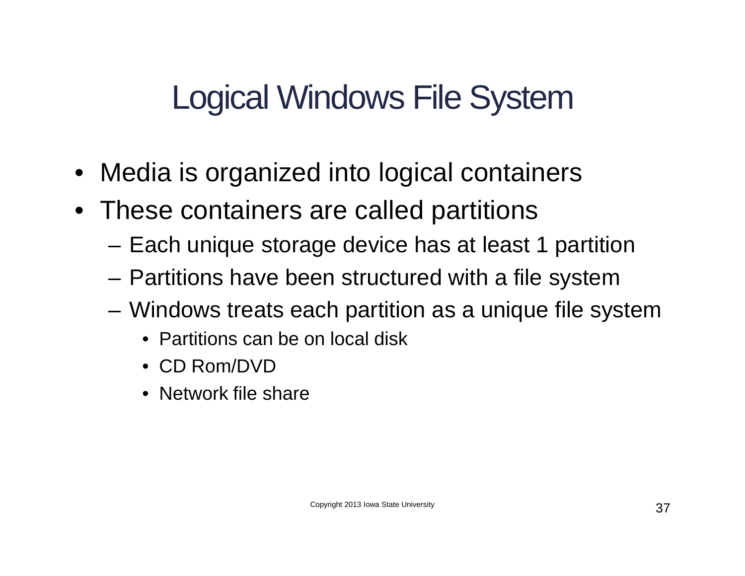# Logical Windows File System

- Media is organized into logical containers
- These containers are called partitions
  - Each unique storage device has at least 1 partition
  - Partitions have been structured with a file system
  - Windows treats each partition as a unique file system
    - Partitions can be on local disk
    - CD Rom/DVD
    - Network file share

Copyright 2013 Iowa State University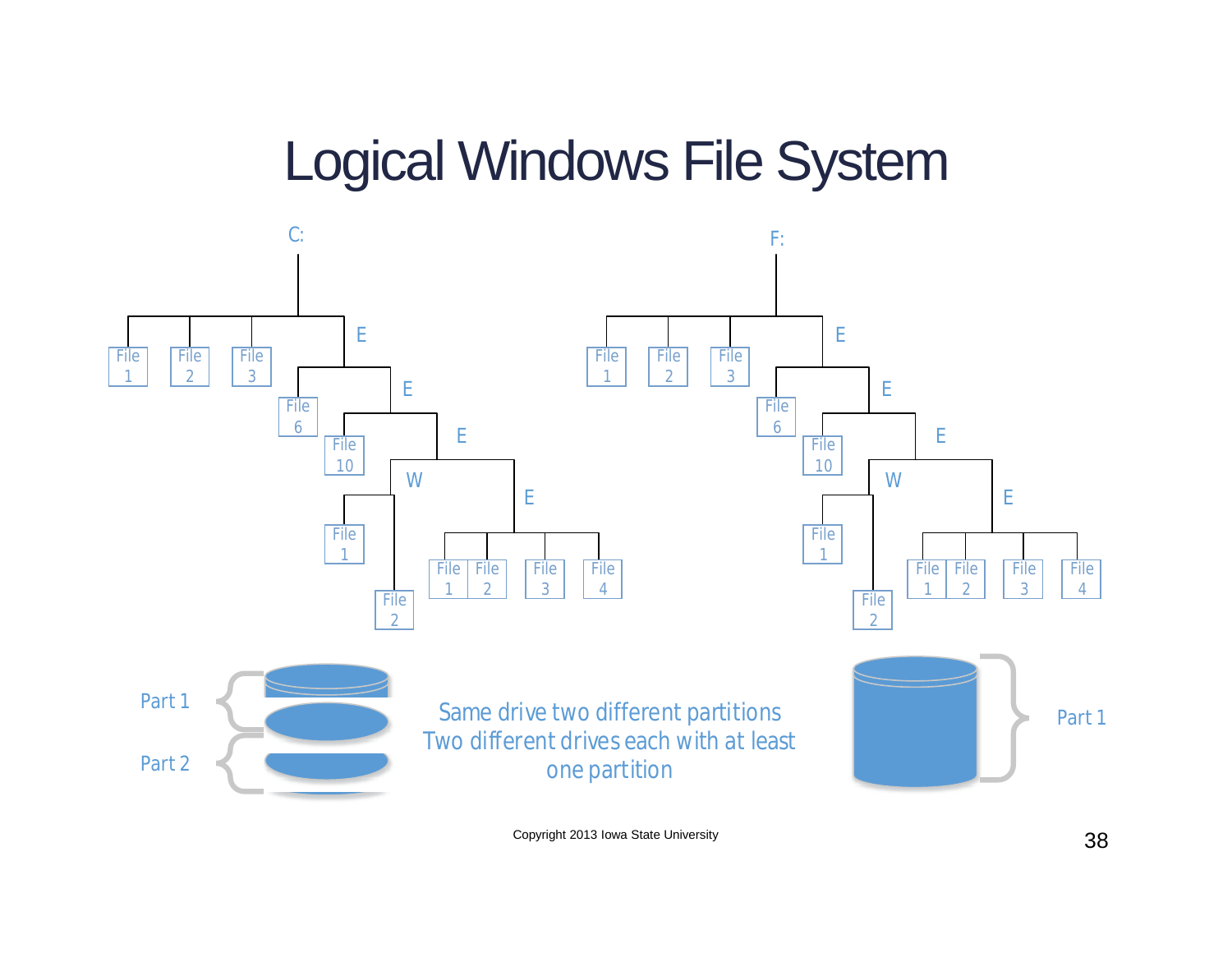# Logical Windows File System

C:

File 1, File 2, File 3, E

E: File 6, E

E: File 10, E

E: W, E

W: File 1, File 2

E: File 1, File 2, File 3, File 4

F:

File 1, File 2, File 3, E

E: File 6, E

E: File 10, E

E: W, E

W: File 1, File 2

E: File 1, File 2, File 3, File 4

Part 1

Part 2

Same drive two different partitions
Two different drives each with at least one partition

Part 1

Copyright 2013 Iowa State University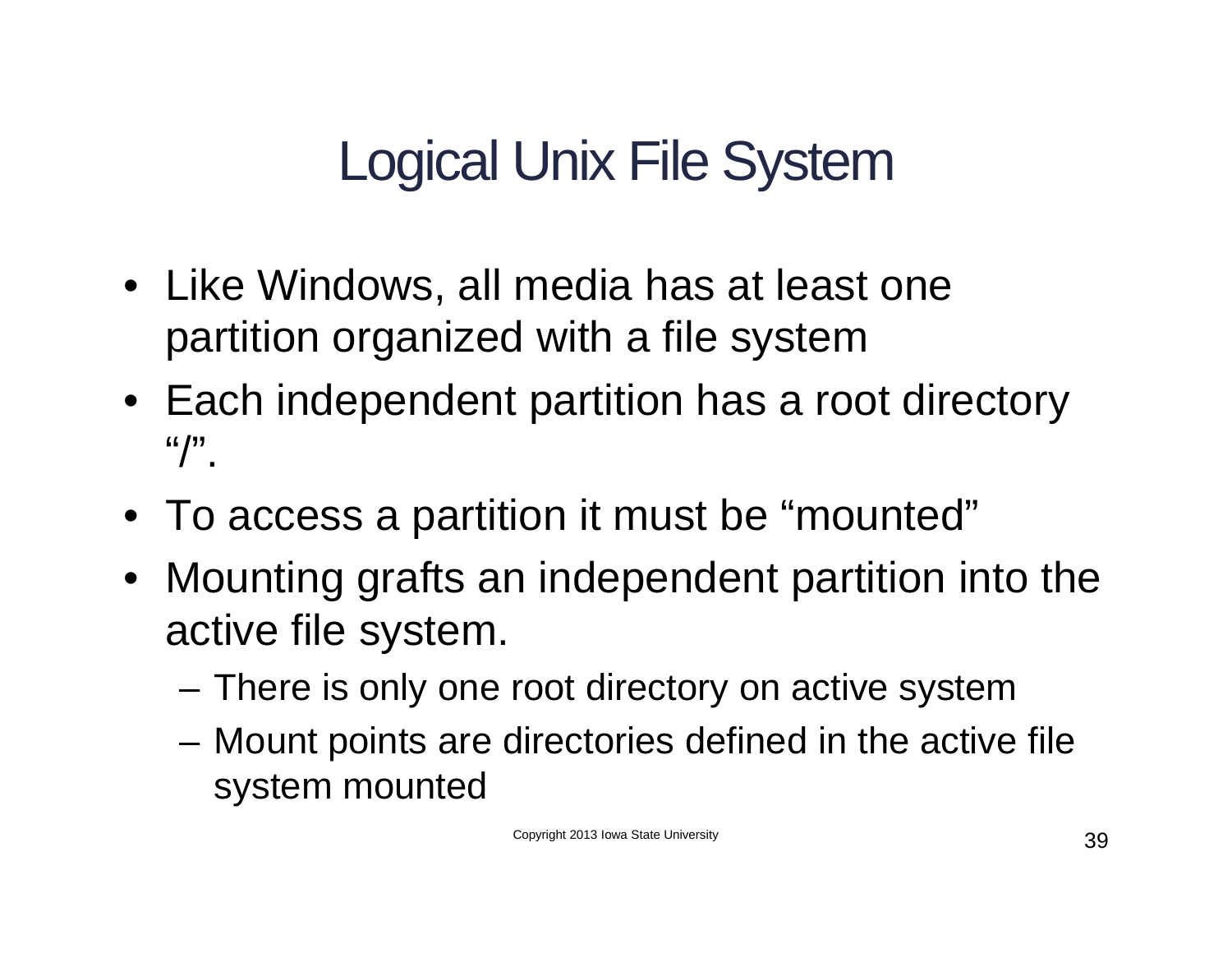# Logical Unix File System

- Like Windows, all media has at least one partition organized with a file system
- Each independent partition has a root directory "/".
- To access a partition it must be "mounted"
- Mounting grafts an independent partition into the active file system.
  - There is only one root directory on active system
  - Mount points are directories defined in the active file system mounted

Copyright 2013 Iowa State University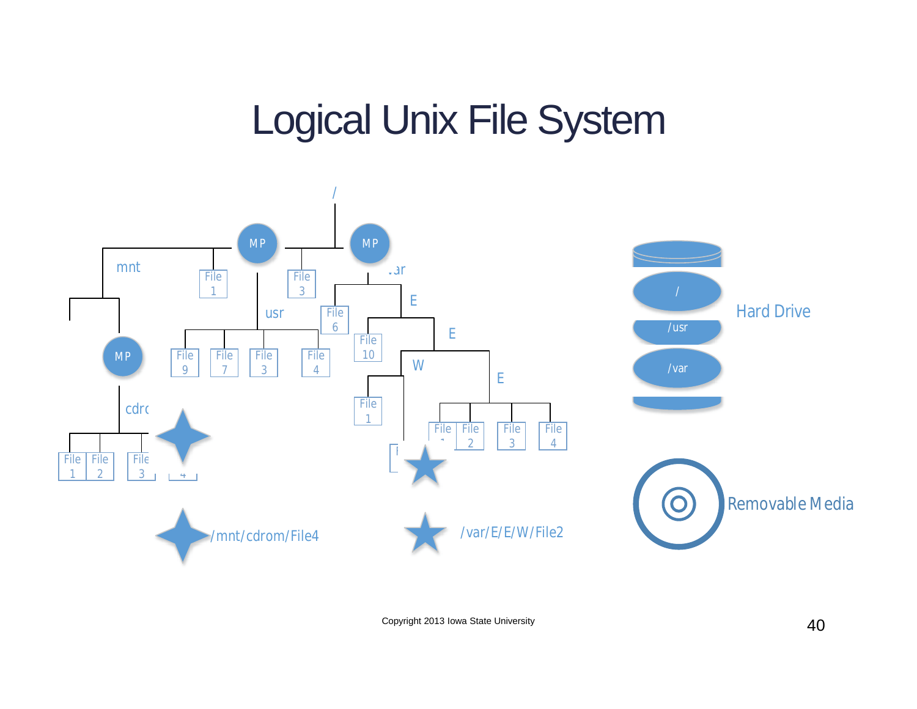# Logical Unix File System

/

MP MP

mnt File 1 File 3 var

usr File 6 E

File 10 E

MP File 9 File 7 File 3 File 4

W

E

cdrom File 1

File 1 File 2 File 3 File 4 File 1 File 2 File 3 File 4

/mnt/cdrom/File4 /var/E/E/W/File2

/ /usr /var Hard Drive

Removable Media

Copyright 2013 Iowa State University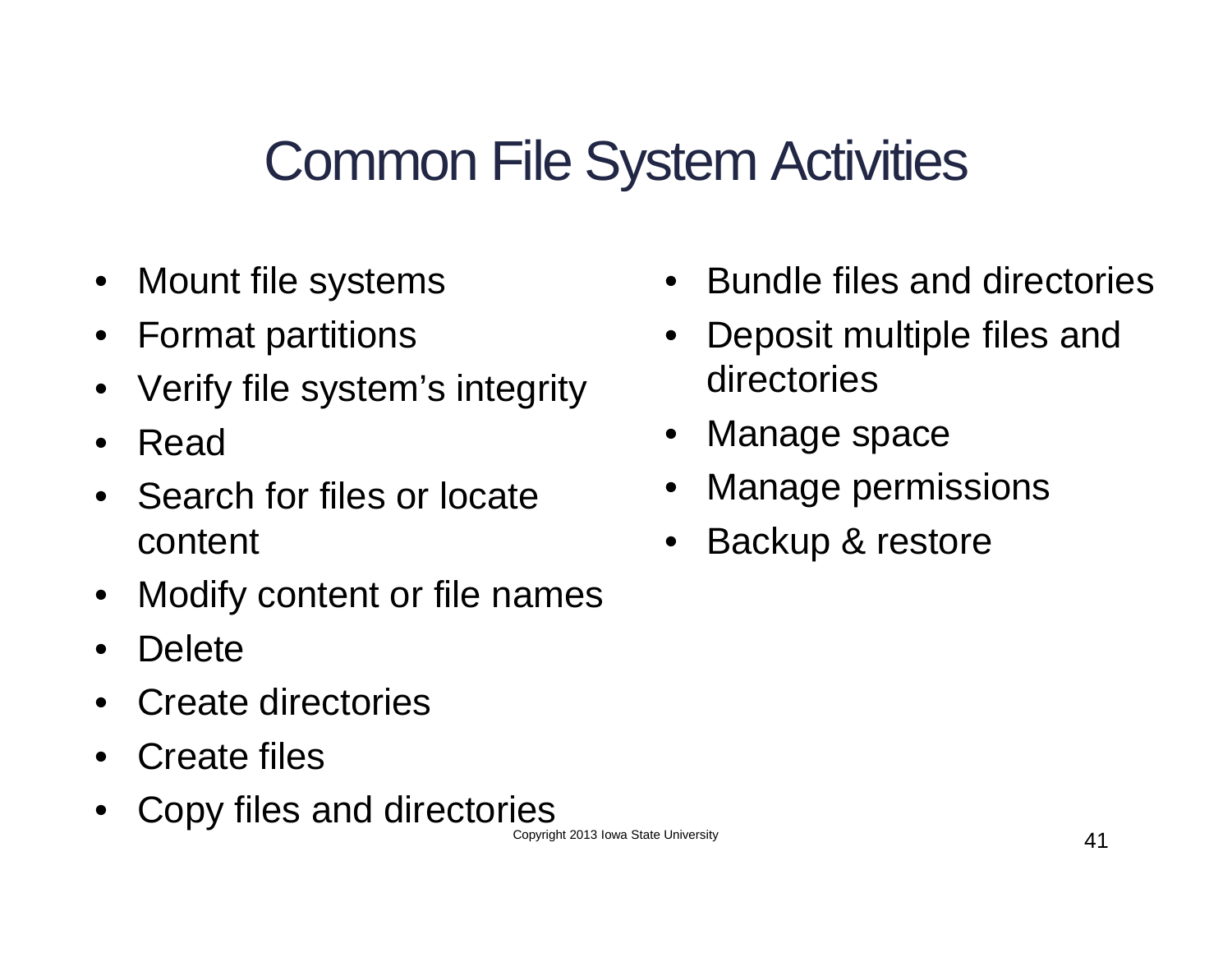# Common File System Activities

- Mount file systems
- Format partitions
- Verify file system's integrity
- Read
- Search for files or locate content
- Modify content or file names
- Delete
- Create directories
- Create files
- Copy files and directories
- Bundle files and directories
- Deposit multiple files and directories
- Manage space
- Manage permissions
- Backup & restore

Copyright 2013 Iowa State University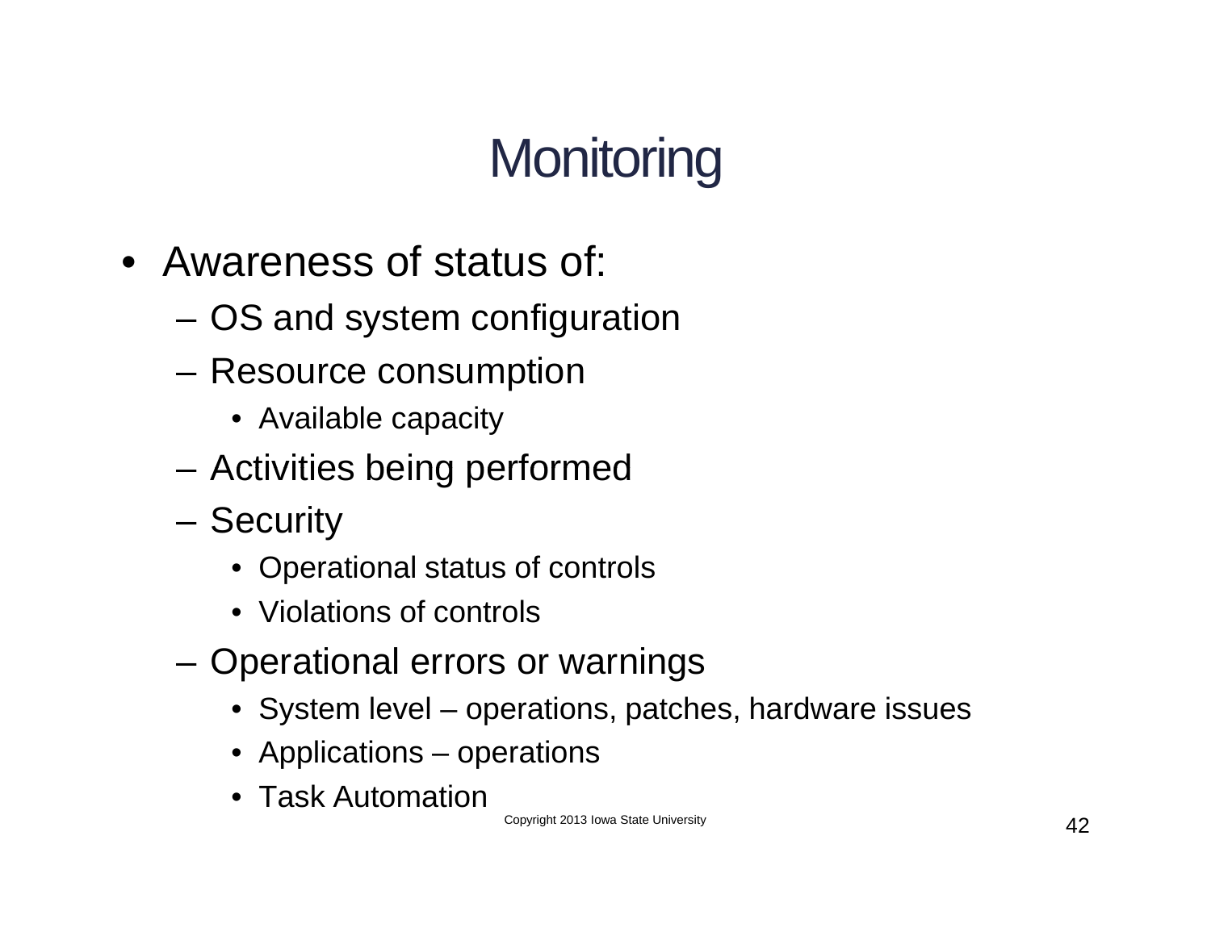# Monitoring

- Awareness of status of:
  - OS and system configuration
  - Resource consumption
    - Available capacity
  - Activities being performed
  - Security
    - Operational status of controls
    - Violations of controls
  - Operational errors or warnings
    - System level – operations, patches, hardware issues
    - Applications – operations
    - Task Automation

Copyright 2013 Iowa State University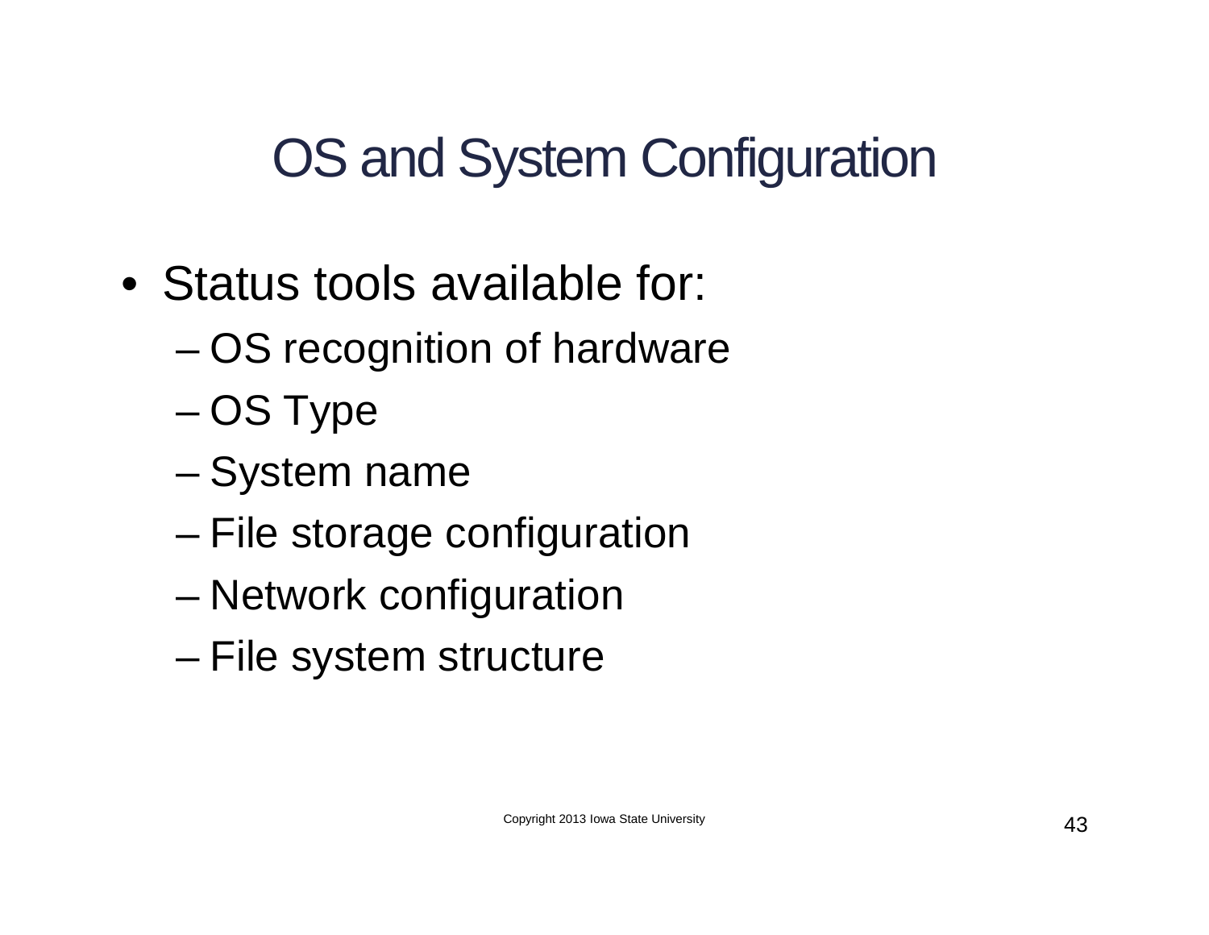# OS and System Configuration

- Status tools available for:
  - OS recognition of hardware
  - OS Type
  - System name
  - File storage configuration
  - Network configuration
  - File system structure

Copyright 2013 Iowa State University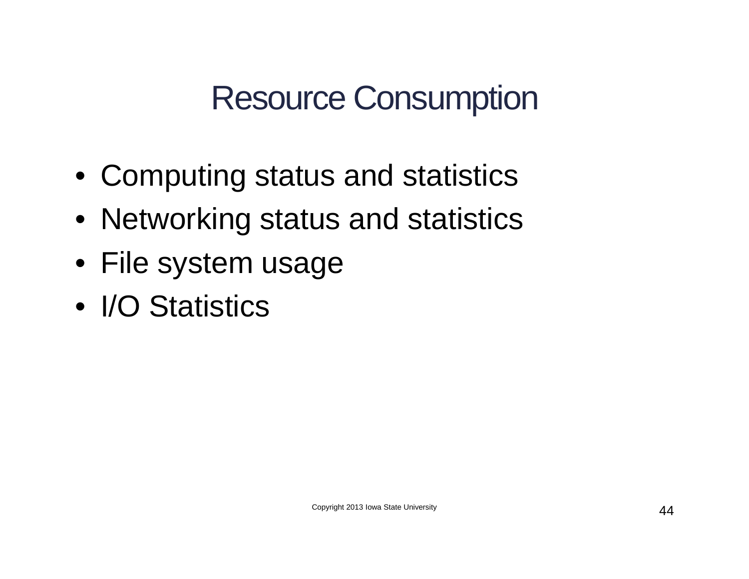# Resource Consumption

- Computing status and statistics
- Networking status and statistics
- File system usage
- I/O Statistics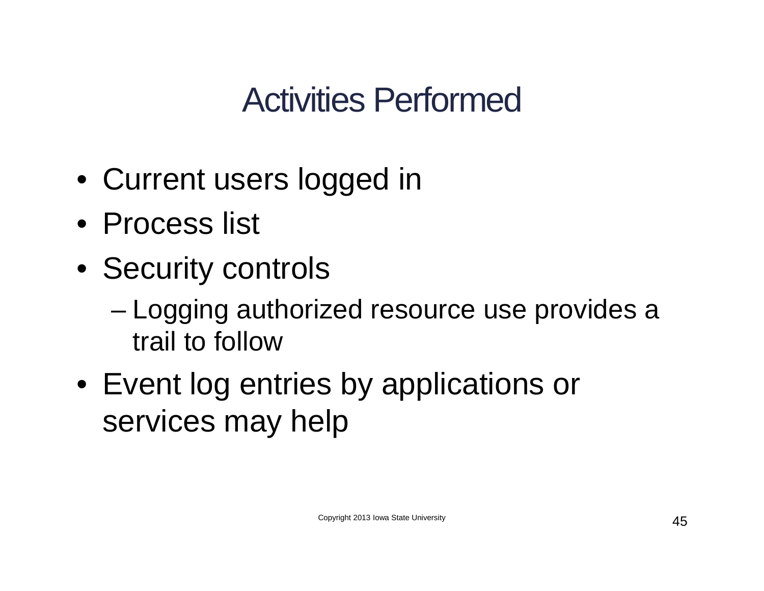# Activities Performed

- Current users logged in
- Process list
- Security controls
  - Logging authorized resource use provides a trail to follow
- Event log entries by applications or services may help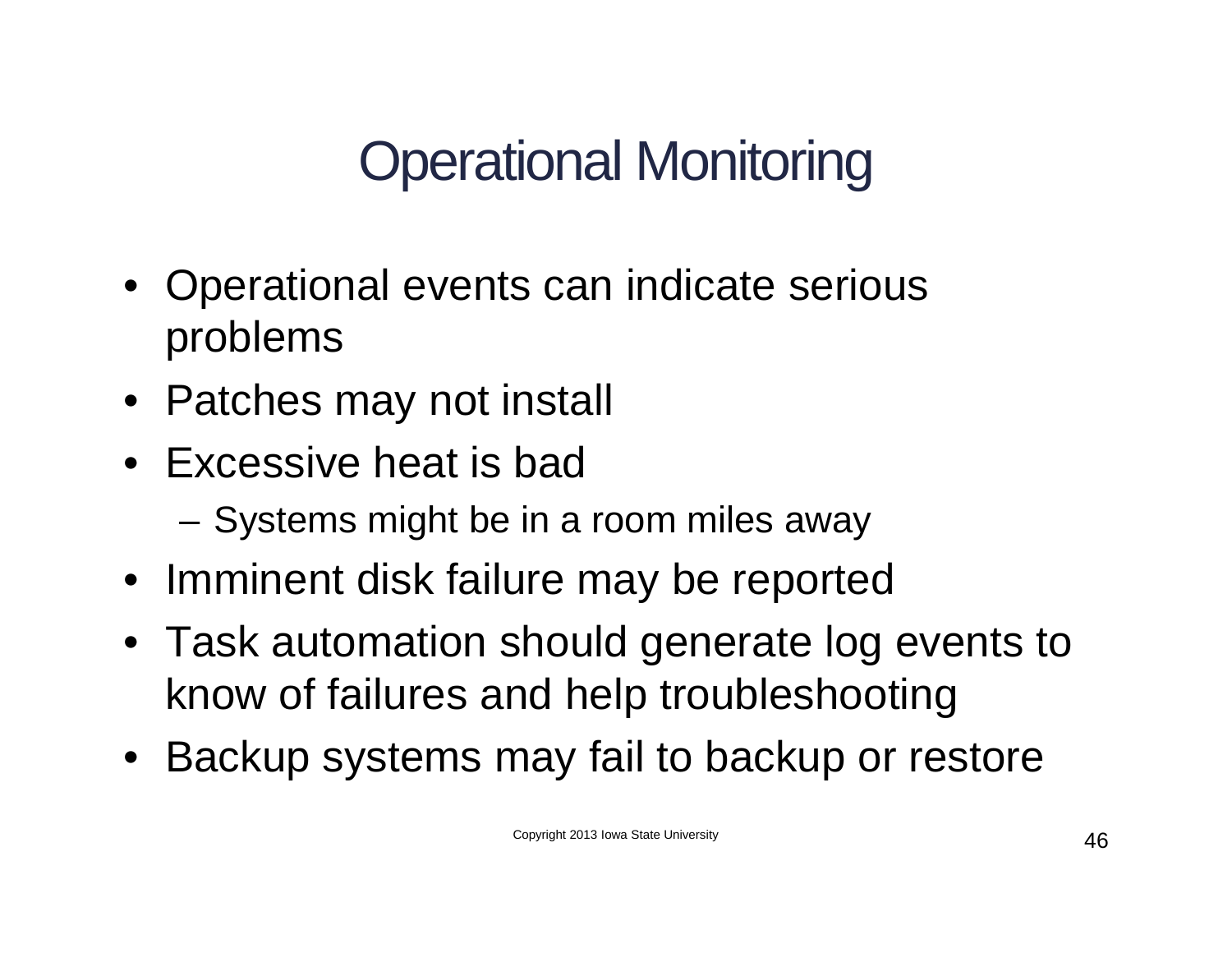# Operational Monitoring

- Operational events can indicate serious problems
- Patches may not install
- Excessive heat is bad
  - Systems might be in a room miles away
- Imminent disk failure may be reported
- Task automation should generate log events to know of failures and help troubleshooting
- Backup systems may fail to backup or restore

Copyright 2013 Iowa State University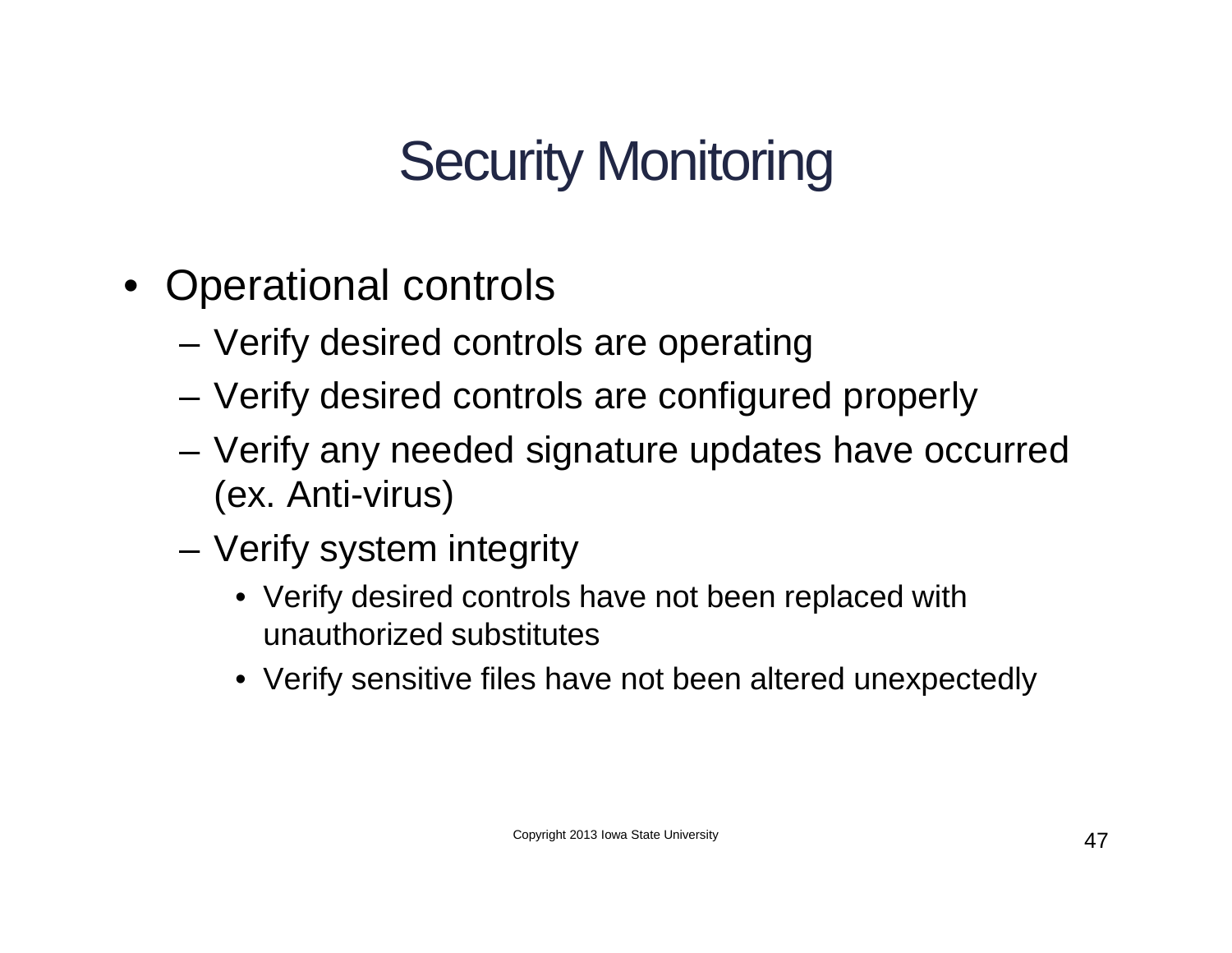# Security Monitoring

- Operational controls
  - Verify desired controls are operating
  - Verify desired controls are configured properly
  - Verify any needed signature updates have occurred (ex. Anti-virus)
  - Verify system integrity
    - Verify desired controls have not been replaced with unauthorized substitutes
    - Verify sensitive files have not been altered unexpectedly

Copyright 2013 Iowa State University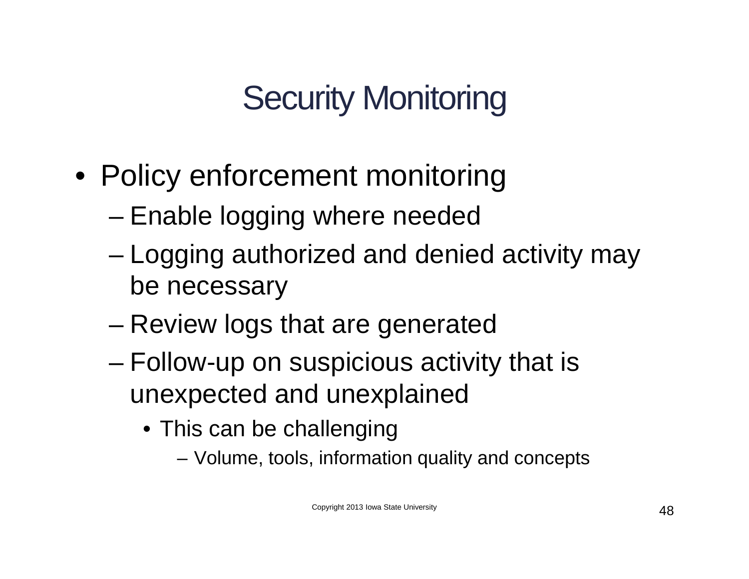# Security Monitoring

- Policy enforcement monitoring
  - Enable logging where needed
  - Logging authorized and denied activity may be necessary
  - Review logs that are generated
  - Follow-up on suspicious activity that is unexpected and unexplained
    - This can be challenging
      - Volume, tools, information quality and concepts

Copyright 2013 Iowa State University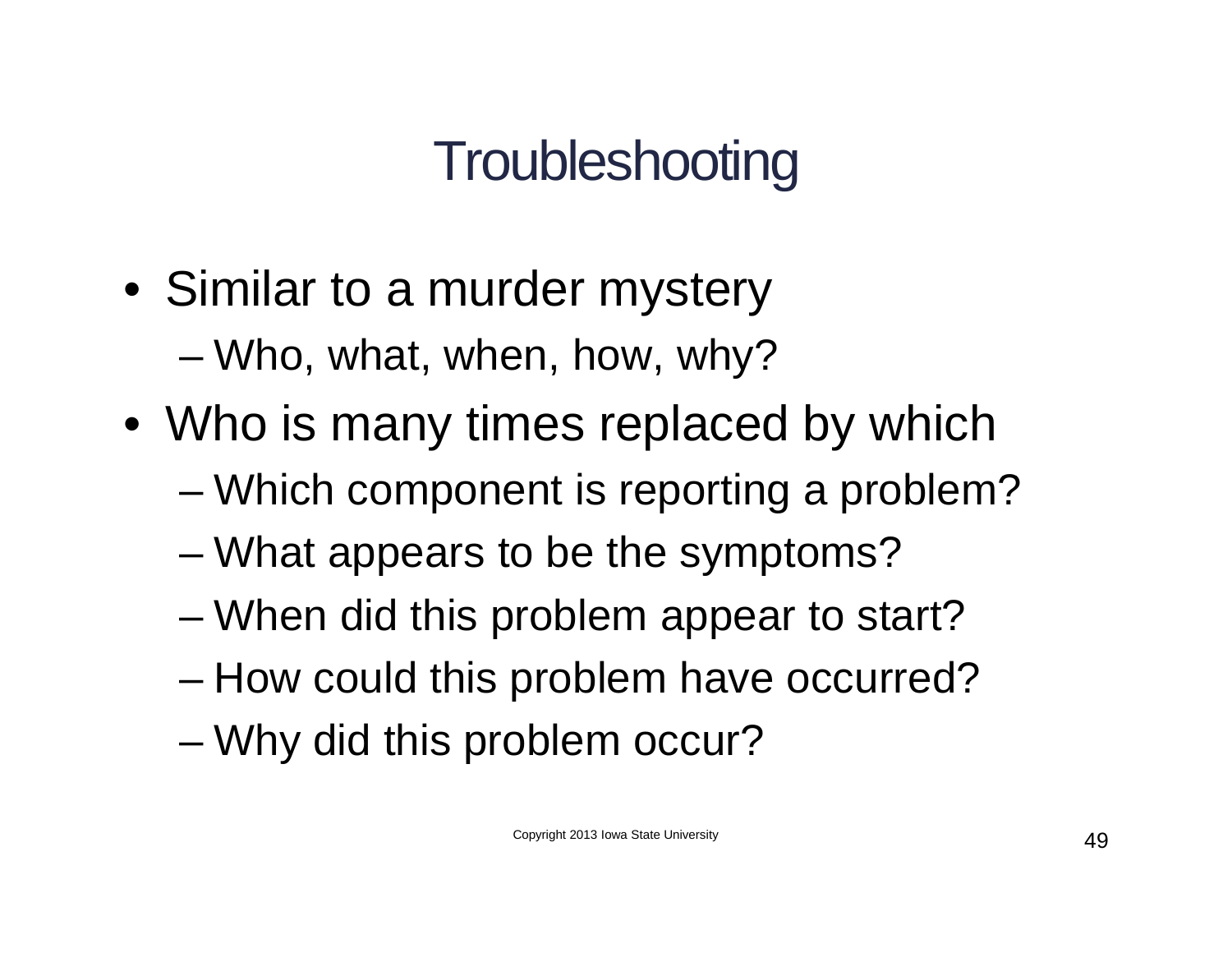# Troubleshooting

- Similar to a murder mystery
  - Who, what, when, how, why?
- Who is many times replaced by which
  - Which component is reporting a problem?
  - What appears to be the symptoms?
  - When did this problem appear to start?
  - How could this problem have occurred?
  - Why did this problem occur?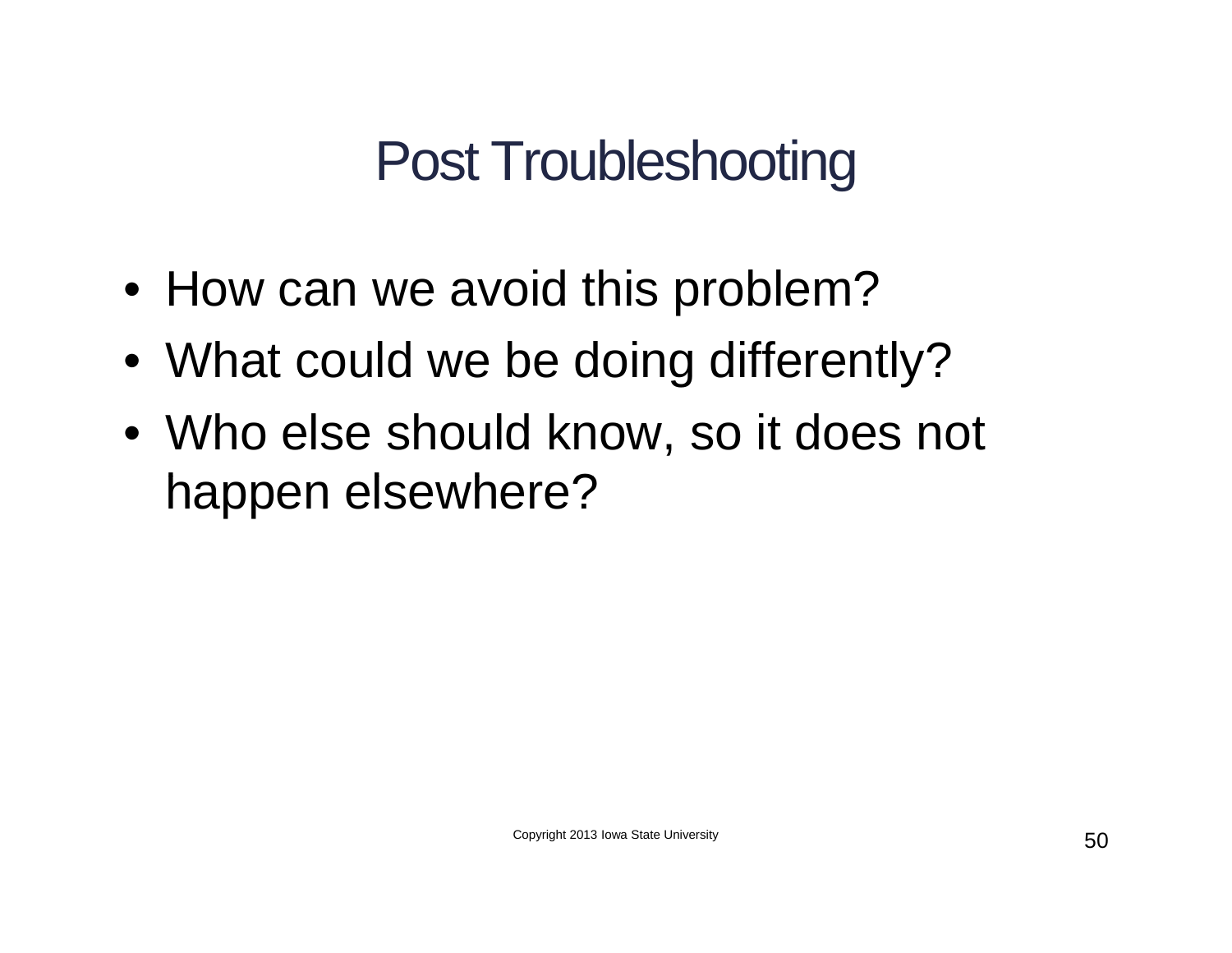# Post Troubleshooting

- How can we avoid this problem?
- What could we be doing differently?
- Who else should know, so it does not happen elsewhere?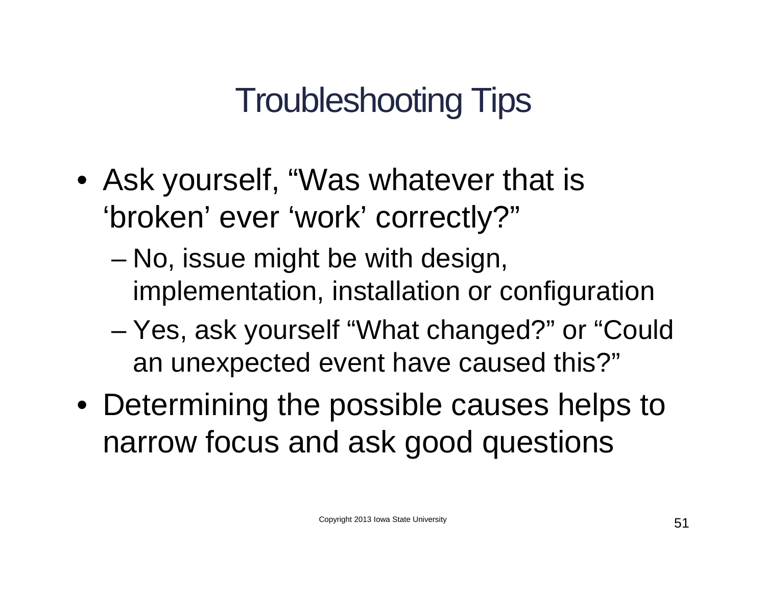# Troubleshooting Tips

- Ask yourself, "Was whatever that is 'broken' ever 'work' correctly?"
  - No, issue might be with design, implementation, installation or configuration
  - Yes, ask yourself "What changed?" or "Could an unexpected event have caused this?"
- Determining the possible causes helps to narrow focus and ask good questions

Copyright 2013 Iowa State University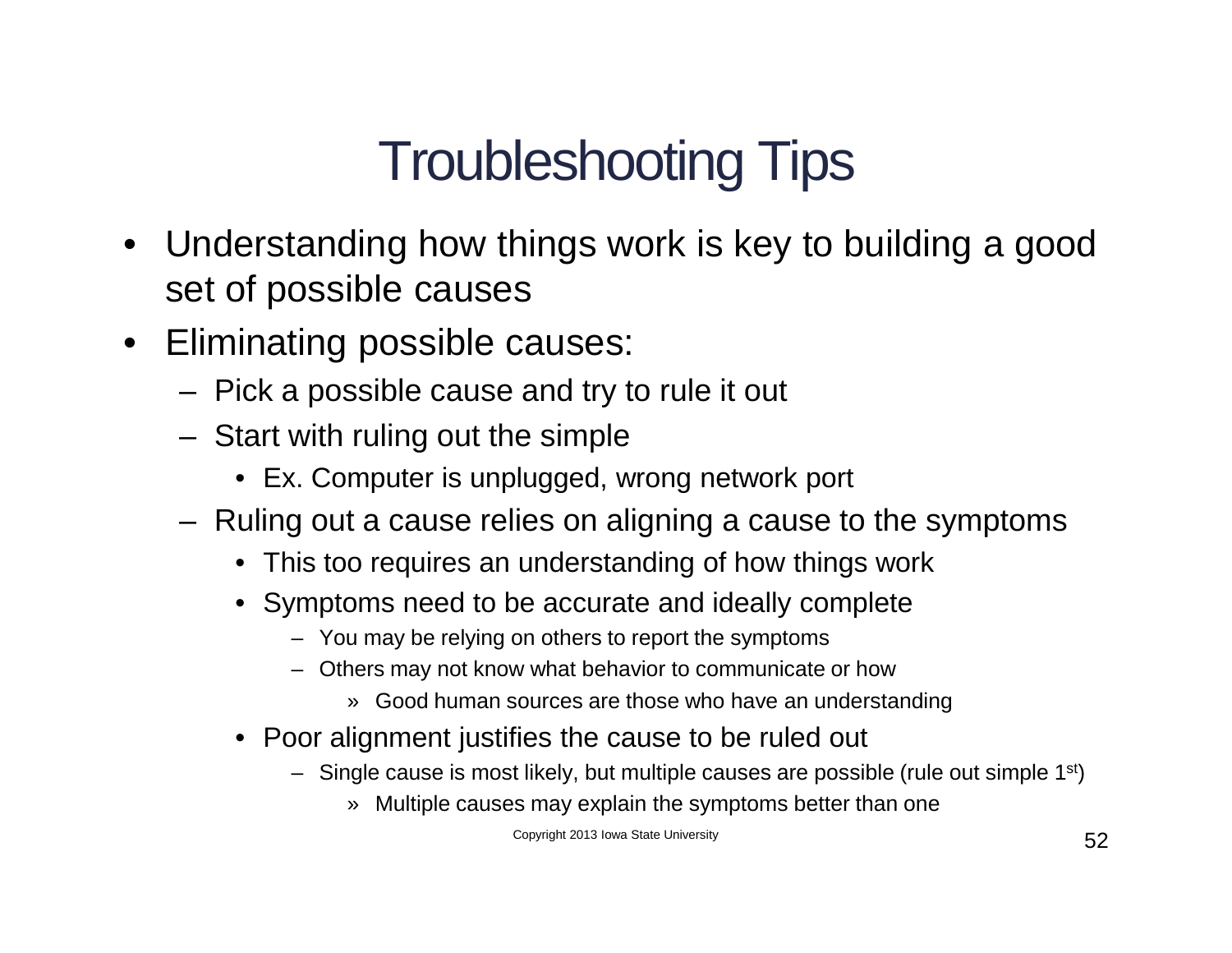# Troubleshooting Tips

- Understanding how things work is key to building a good set of possible causes
- Eliminating possible causes:
  - Pick a possible cause and try to rule it out
  - Start with ruling out the simple
    - Ex. Computer is unplugged, wrong network port
  - Ruling out a cause relies on aligning a cause to the symptoms
    - This too requires an understanding of how things work
    - Symptoms need to be accurate and ideally complete
      - You may be relying on others to report the symptoms
      - Others may not know what behavior to communicate or how
        - Good human sources are those who have an understanding
    - Poor alignment justifies the cause to be ruled out
      - Single cause is most likely, but multiple causes are possible (rule out simple 1st)
        - Multiple causes may explain the symptoms better than one

Copyright 2013 Iowa State University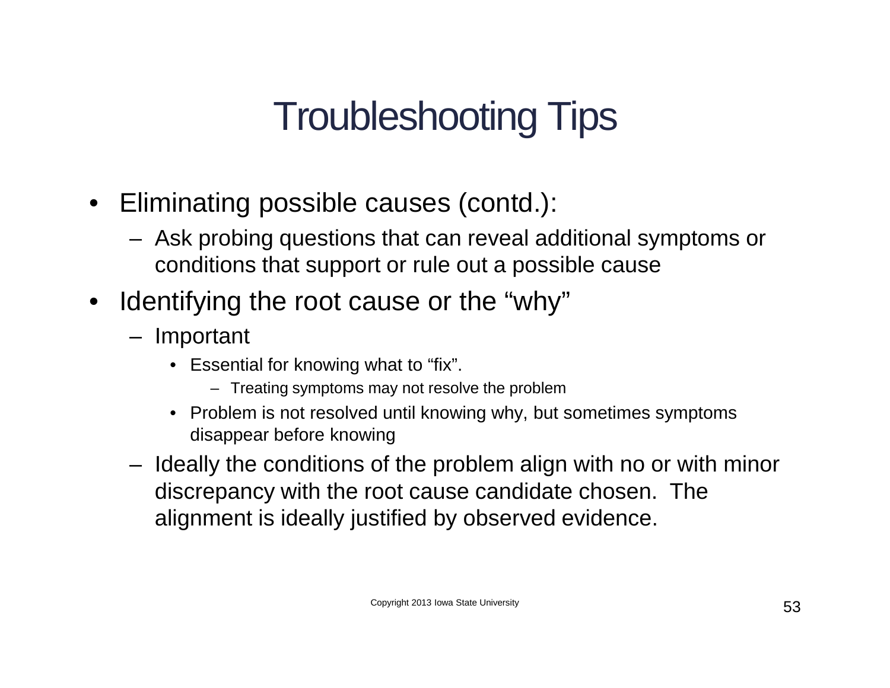# Troubleshooting Tips

- Eliminating possible causes (contd.):
  - Ask probing questions that can reveal additional symptoms or conditions that support or rule out a possible cause
- Identifying the root cause or the "why"
  - Important
    - Essential for knowing what to "fix".
      - Treating symptoms may not resolve the problem
    - Problem is not resolved until knowing why, but sometimes symptoms disappear before knowing
  - Ideally the conditions of the problem align with no or with minor discrepancy with the root cause candidate chosen. The alignment is ideally justified by observed evidence.

Copyright 2013 Iowa State University